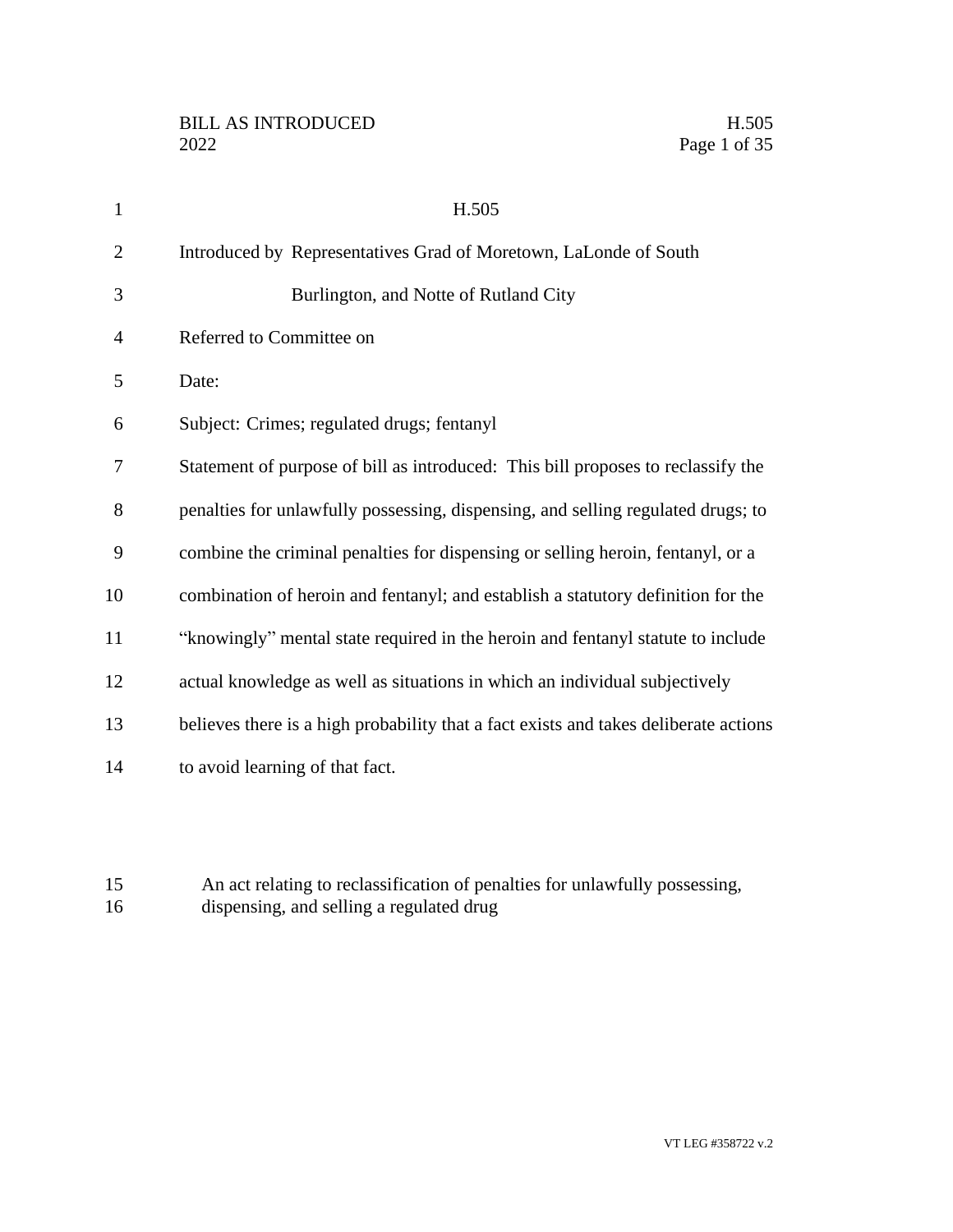# H.505

Introduced by Representatives Grad of Moretown, LaLonde of South Burlington, and Notte of Rutland City

Referred to Committee on

Date:

Subject: Crimes; regulated drugs; fentanyl

Statement of purpose of bill as introduced: This bill proposes to reclassify the penalties for unlawfully possessing, dispensing, and selling regulated drugs; to combine the criminal penalties for dispensing or selling heroin, fentanyl, or a combination of heroin and fentanyl; and establish a statutory definition for the "knowingly" mental state required in the heroin and fentanyl statute to include actual knowledge as well as situations in which an individual subjectively believes there is a high probability that a fact exists and takes deliberate actions to avoid learning of that fact.

An act relating to reclassification of penalties for unlawfully possessing, dispensing, and selling a regulated drug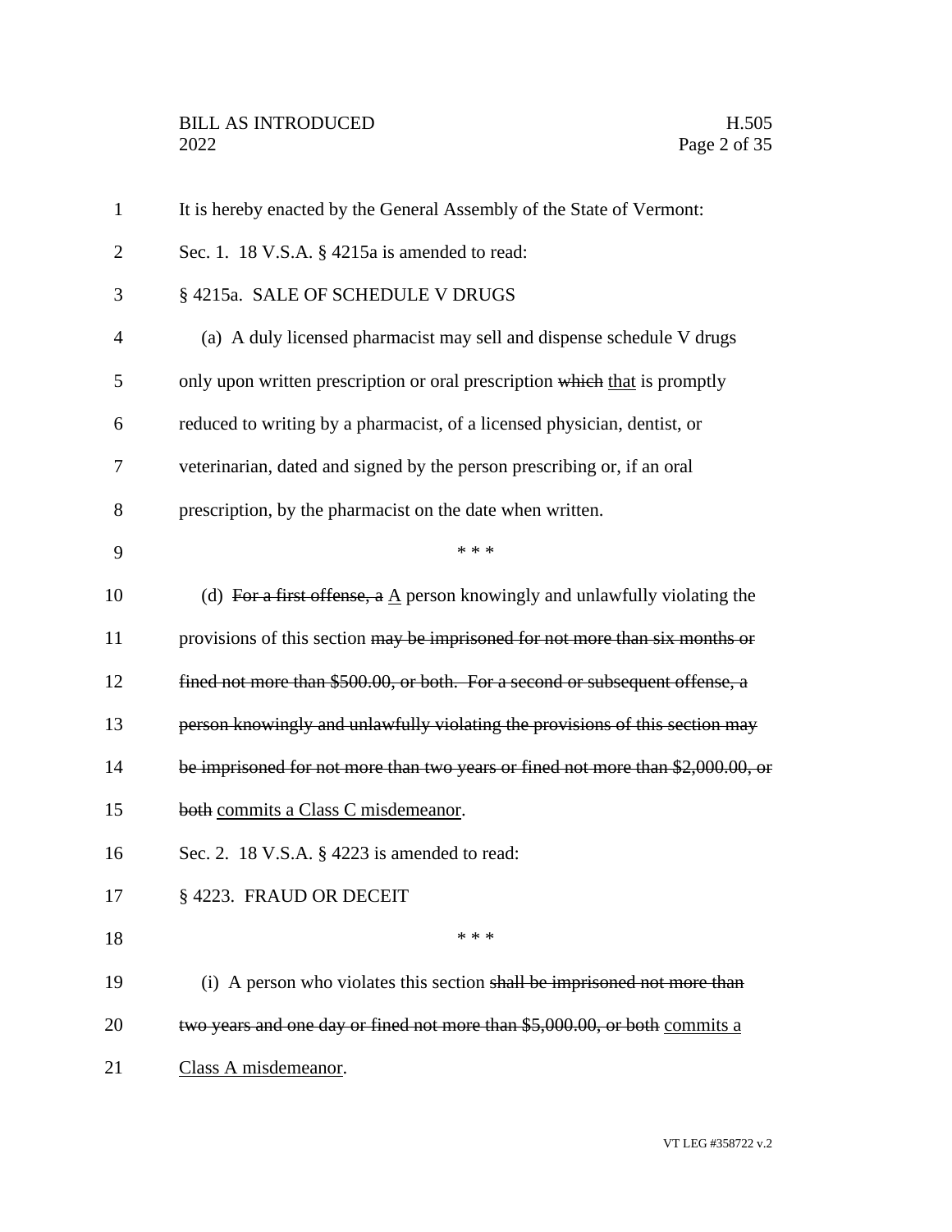It is hereby enacted by the General Assembly of the State of Vermont:

Sec. 1. 18 V.S.A. § 4215a is amended to read:

§ 4215a. SALE OF SCHEDULE V DRUGS

(a) A duly licensed pharmacist may sell and dispense schedule V drugs only upon written prescription or oral prescription ~~which~~ <u>that</u> is promptly reduced to writing by a pharmacist, of a licensed physician, dentist, or veterinarian, dated and signed by the person prescribing or, if an oral prescription, by the pharmacist on the date when written.

\* \* \*

(d) ~~For a first offense, a~~ <u>A</u> person knowingly and unlawfully violating the provisions of this section ~~may be imprisoned for not more than six months or fined not more than $500.00, or both. For a second or subsequent offense, a person knowingly and unlawfully violating the provisions of this section may be imprisoned for not more than two years or fined not more than $2,000.00, or both~~ <u>commits a Class C misdemeanor</u>.

Sec. 2. 18 V.S.A. § 4223 is amended to read:

§ 4223. FRAUD OR DECEIT

\* \* \*

(i) A person who violates this section ~~shall be imprisoned not more than two years and one day or fined not more than $5,000.00, or both~~ <u>commits a Class A misdemeanor</u>.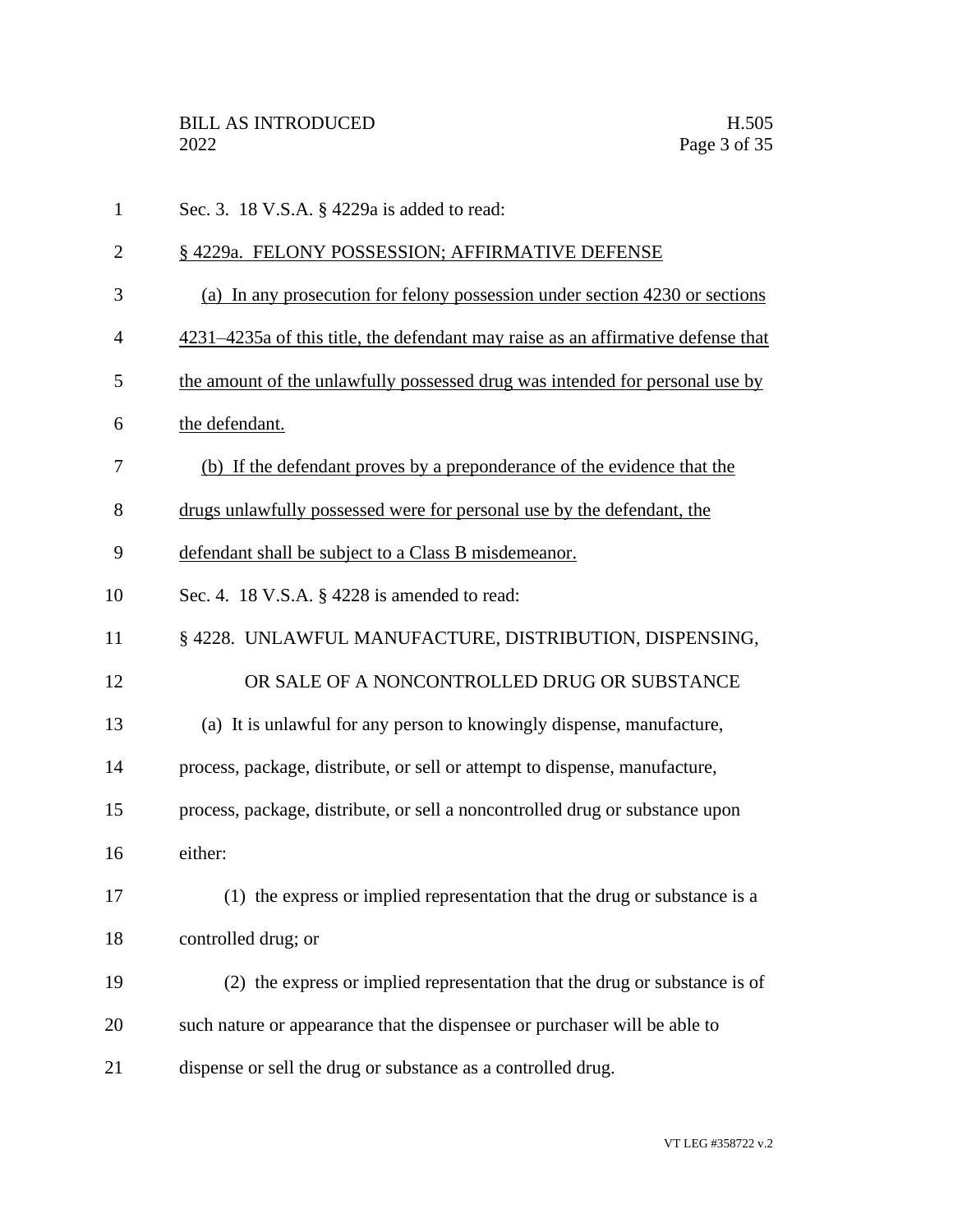Sec. 3. 18 V.S.A. § 4229a is added to read:

§ 4229a. FELONY POSSESSION; AFFIRMATIVE DEFENSE

(a) In any prosecution for felony possession under section 4230 or sections 4231–4235a of this title, the defendant may raise as an affirmative defense that the amount of the unlawfully possessed drug was intended for personal use by the defendant.

(b) If the defendant proves by a preponderance of the evidence that the drugs unlawfully possessed were for personal use by the defendant, the defendant shall be subject to a Class B misdemeanor.

Sec. 4. 18 V.S.A. § 4228 is amended to read:

§ 4228. UNLAWFUL MANUFACTURE, DISTRIBUTION, DISPENSING, OR SALE OF A NONCONTROLLED DRUG OR SUBSTANCE

(a) It is unlawful for any person to knowingly dispense, manufacture, process, package, distribute, or sell or attempt to dispense, manufacture, process, package, distribute, or sell a noncontrolled drug or substance upon either:

(1) the express or implied representation that the drug or substance is a controlled drug; or

(2) the express or implied representation that the drug or substance is of such nature or appearance that the dispensee or purchaser will be able to dispense or sell the drug or substance as a controlled drug.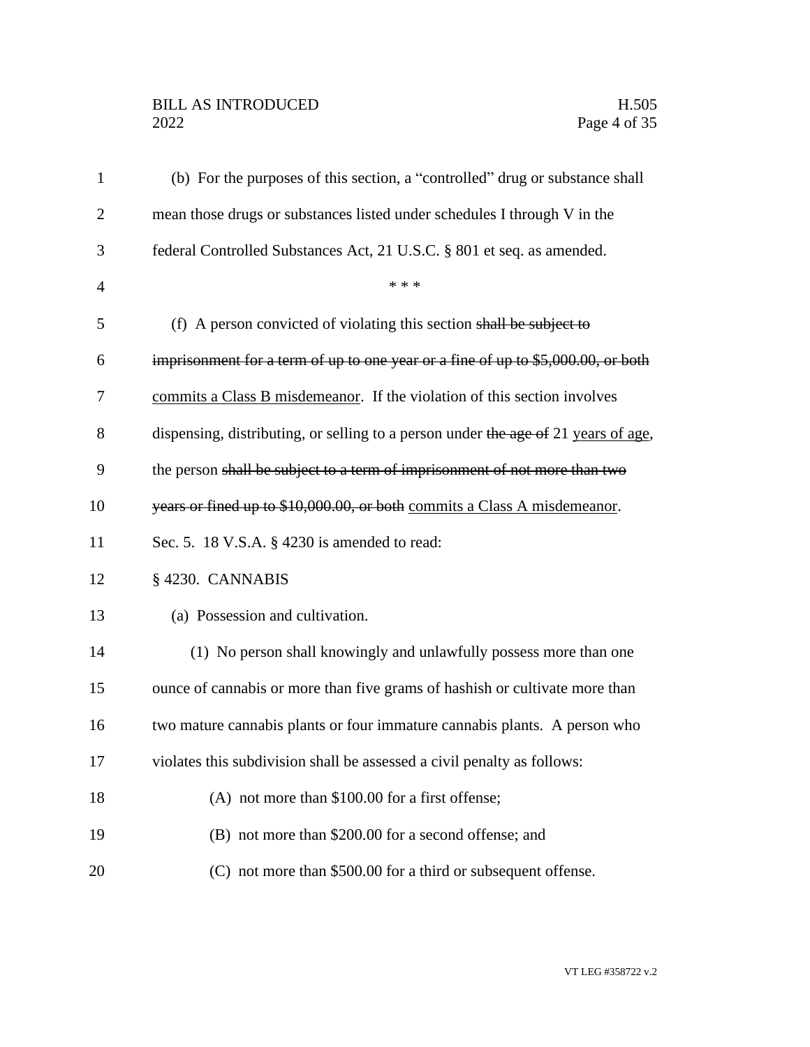(b) For the purposes of this section, a "controlled" drug or substance shall mean those drugs or substances listed under schedules I through V in the federal Controlled Substances Act, 21 U.S.C. § 801 et seq. as amended.

\* \* \*

(f) A person convicted of violating this section ~~shall be subject to imprisonment for a term of up to one year or a fine of up to $5,000.00, or both~~ <u>commits a Class B misdemeanor</u>. If the violation of this section involves dispensing, distributing, or selling to a person under ~~the age of~~ 21 <u>years of age</u>, the person ~~shall be subject to a term of imprisonment of not more than two years or fined up to $10,000.00, or both~~ <u>commits a Class A misdemeanor</u>.

Sec. 5. 18 V.S.A. § 4230 is amended to read:

§ 4230. CANNABIS

(a) Possession and cultivation.

(1) No person shall knowingly and unlawfully possess more than one ounce of cannabis or more than five grams of hashish or cultivate more than two mature cannabis plants or four immature cannabis plants. A person who violates this subdivision shall be assessed a civil penalty as follows:

(A) not more than $100.00 for a first offense;

(B) not more than $200.00 for a second offense; and

(C) not more than $500.00 for a third or subsequent offense.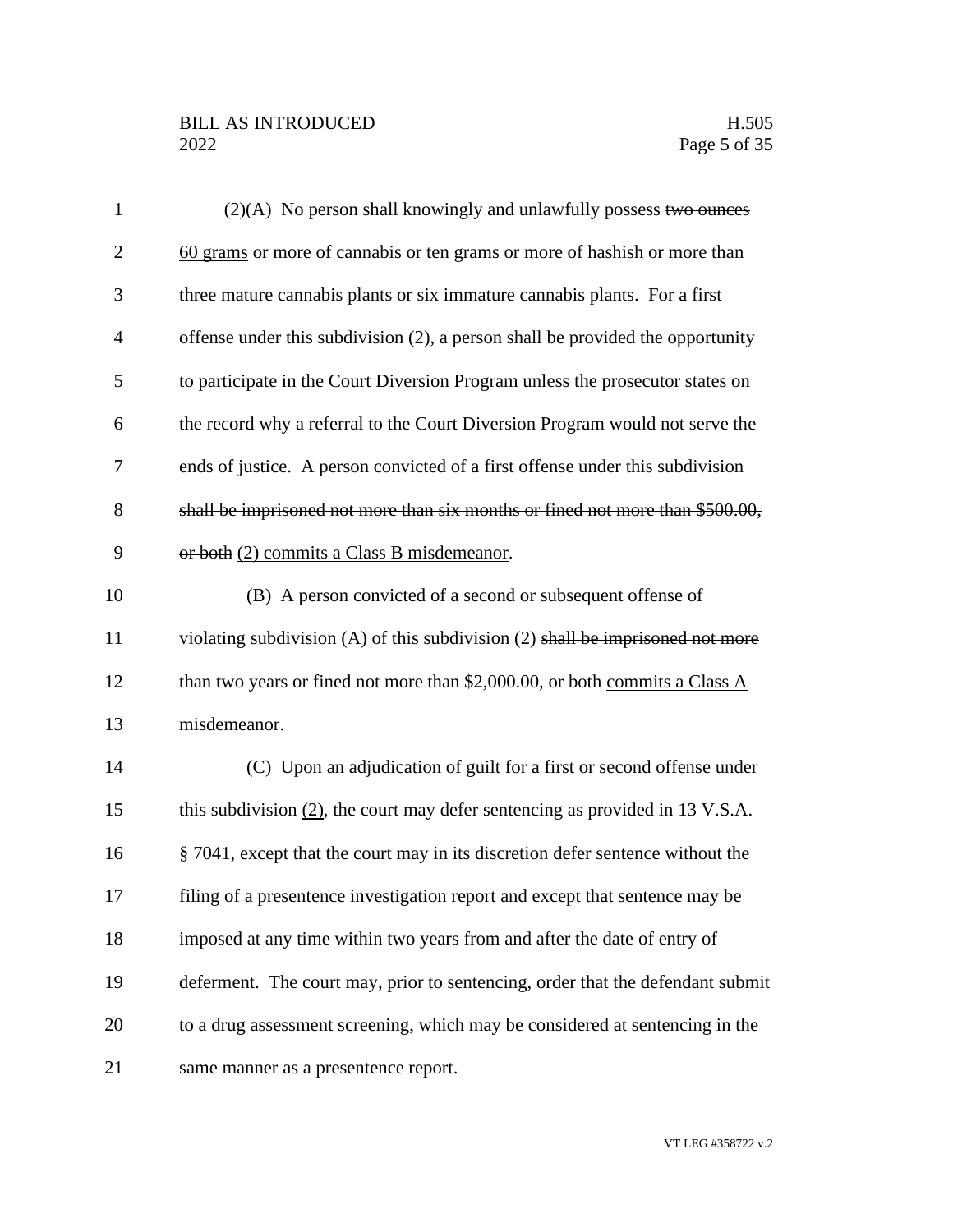(2)(A) No person shall knowingly and unlawfully possess ~~two ounces~~ <u>60 grams</u> or more of cannabis or ten grams or more of hashish or more than three mature cannabis plants or six immature cannabis plants. For a first offense under this subdivision (2), a person shall be provided the opportunity to participate in the Court Diversion Program unless the prosecutor states on the record why a referral to the Court Diversion Program would not serve the ends of justice. A person convicted of a first offense under this subdivision ~~shall be imprisoned not more than six months or fined not more than $500.00, or both~~ <u>(2) commits a Class B misdemeanor</u>.

(B) A person convicted of a second or subsequent offense of violating subdivision (A) of this subdivision (2) ~~shall be imprisoned not more than two years or fined not more than $2,000.00, or both~~ <u>commits a Class A misdemeanor</u>.

(C) Upon an adjudication of guilt for a first or second offense under this subdivision <u>(2)</u>, the court may defer sentencing as provided in 13 V.S.A. § 7041, except that the court may in its discretion defer sentence without the filing of a presentence investigation report and except that sentence may be imposed at any time within two years from and after the date of entry of deferment. The court may, prior to sentencing, order that the defendant submit to a drug assessment screening, which may be considered at sentencing in the same manner as a presentence report.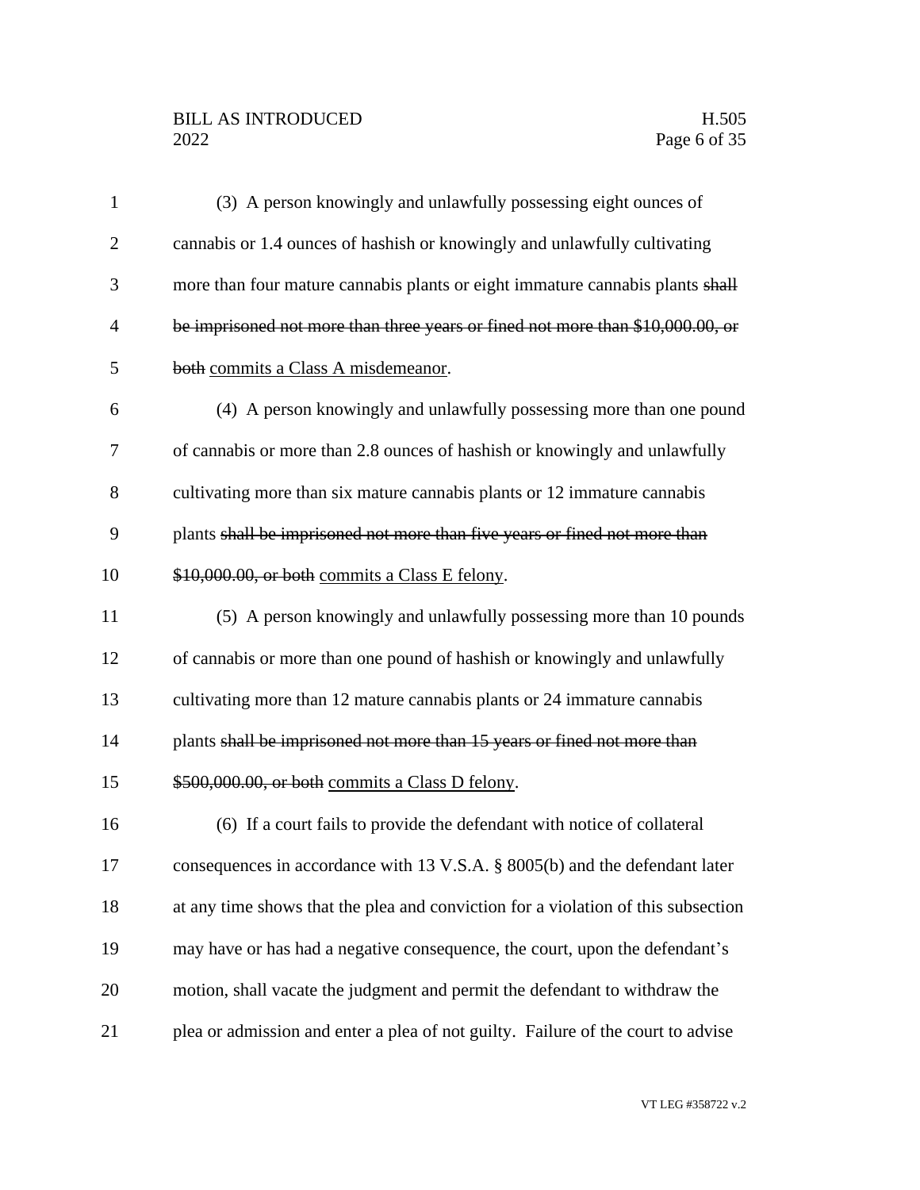(3) A person knowingly and unlawfully possessing eight ounces of cannabis or 1.4 ounces of hashish or knowingly and unlawfully cultivating more than four mature cannabis plants or eight immature cannabis plants ~~shall be imprisoned not more than three years or fined not more than $10,000.00, or both~~ <u>commits a Class A misdemeanor</u>.

(4) A person knowingly and unlawfully possessing more than one pound of cannabis or more than 2.8 ounces of hashish or knowingly and unlawfully cultivating more than six mature cannabis plants or 12 immature cannabis plants ~~shall be imprisoned not more than five years or fined not more than $10,000.00, or both~~ <u>commits a Class E felony</u>.

(5) A person knowingly and unlawfully possessing more than 10 pounds of cannabis or more than one pound of hashish or knowingly and unlawfully cultivating more than 12 mature cannabis plants or 24 immature cannabis plants ~~shall be imprisoned not more than 15 years or fined not more than $500,000.00, or both~~ <u>commits a Class D felony</u>.

(6) If a court fails to provide the defendant with notice of collateral consequences in accordance with 13 V.S.A. § 8005(b) and the defendant later at any time shows that the plea and conviction for a violation of this subsection may have or has had a negative consequence, the court, upon the defendant's motion, shall vacate the judgment and permit the defendant to withdraw the plea or admission and enter a plea of not guilty. Failure of the court to advise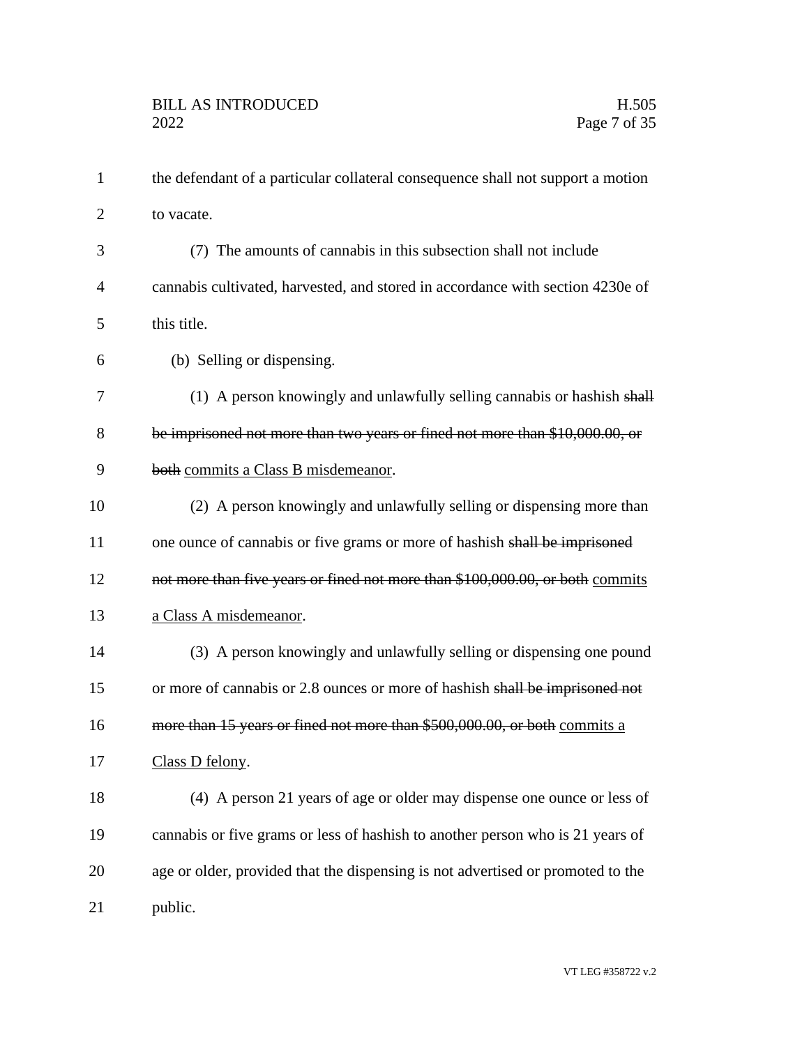the defendant of a particular collateral consequence shall not support a motion to vacate.

(7) The amounts of cannabis in this subsection shall not include cannabis cultivated, harvested, and stored in accordance with section 4230e of this title.

(b) Selling or dispensing.

(1) A person knowingly and unlawfully selling cannabis or hashish ~~shall be imprisoned not more than two years or fined not more than $10,000.00, or both~~ <u>commits a Class B misdemeanor</u>.

(2) A person knowingly and unlawfully selling or dispensing more than one ounce of cannabis or five grams or more of hashish ~~shall be imprisoned not more than five years or fined not more than $100,000.00, or both~~ <u>commits a Class A misdemeanor</u>.

(3) A person knowingly and unlawfully selling or dispensing one pound or more of cannabis or 2.8 ounces or more of hashish ~~shall be imprisoned not more than 15 years or fined not more than $500,000.00, or both~~ <u>commits a Class D felony</u>.

(4) A person 21 years of age or older may dispense one ounce or less of cannabis or five grams or less of hashish to another person who is 21 years of age or older, provided that the dispensing is not advertised or promoted to the public.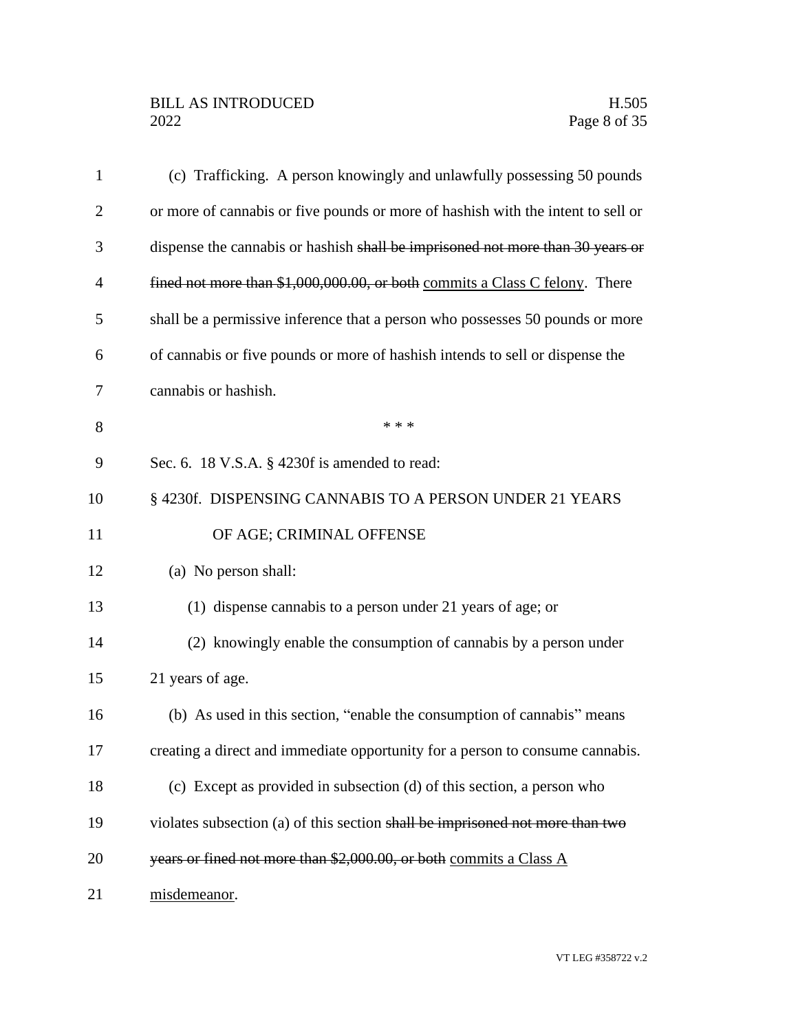(c) Trafficking. A person knowingly and unlawfully possessing 50 pounds or more of cannabis or five pounds or more of hashish with the intent to sell or dispense the cannabis or hashish ~~shall be imprisoned not more than 30 years or fined not more than $1,000,000.00, or both~~ <u>commits a Class C felony</u>. There shall be a permissive inference that a person who possesses 50 pounds or more of cannabis or five pounds or more of hashish intends to sell or dispense the cannabis or hashish.

\* \* \*

Sec. 6. 18 V.S.A. § 4230f is amended to read:

§ 4230f. DISPENSING CANNABIS TO A PERSON UNDER 21 YEARS OF AGE; CRIMINAL OFFENSE

(a) No person shall:

(1) dispense cannabis to a person under 21 years of age; or

(2) knowingly enable the consumption of cannabis by a person under 21 years of age.

(b) As used in this section, "enable the consumption of cannabis" means creating a direct and immediate opportunity for a person to consume cannabis.

(c) Except as provided in subsection (d) of this section, a person who violates subsection (a) of this section ~~shall be imprisoned not more than two years or fined not more than $2,000.00, or both~~ <u>commits a Class A misdemeanor</u>.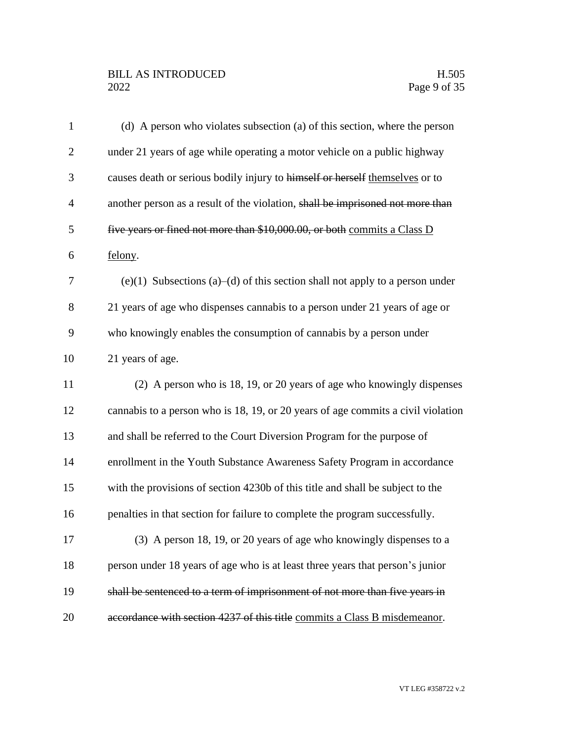(d) A person who violates subsection (a) of this section, where the person under 21 years of age while operating a motor vehicle on a public highway causes death or serious bodily injury to ~~himself or herself~~ <u>themselves</u> or to another person as a result of the violation, ~~shall be imprisoned not more than five years or fined not more than $10,000.00, or both~~ <u>commits a Class D felony</u>.

(e)(1) Subsections (a)–(d) of this section shall not apply to a person under 21 years of age who dispenses cannabis to a person under 21 years of age or who knowingly enables the consumption of cannabis by a person under 21 years of age.

(2) A person who is 18, 19, or 20 years of age who knowingly dispenses cannabis to a person who is 18, 19, or 20 years of age commits a civil violation and shall be referred to the Court Diversion Program for the purpose of enrollment in the Youth Substance Awareness Safety Program in accordance with the provisions of section 4230b of this title and shall be subject to the penalties in that section for failure to complete the program successfully.

(3) A person 18, 19, or 20 years of age who knowingly dispenses to a person under 18 years of age who is at least three years that person's junior ~~shall be sentenced to a term of imprisonment of not more than five years in accordance with section 4237 of this title~~ <u>commits a Class B misdemeanor</u>.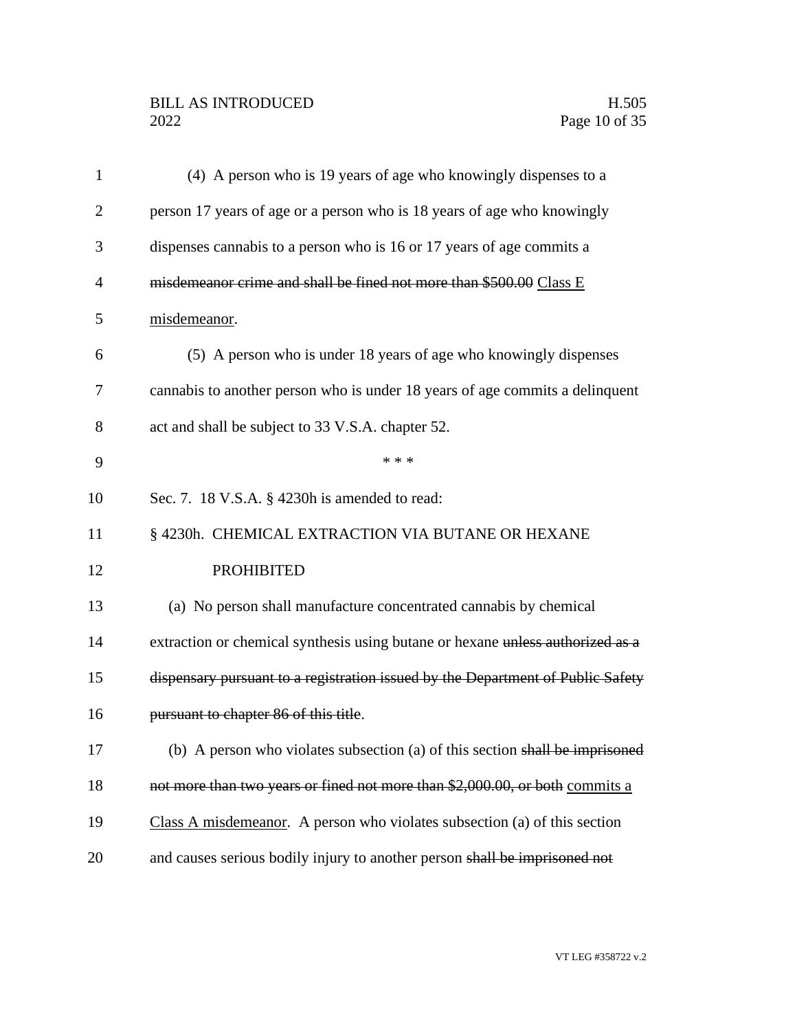(4) A person who is 19 years of age who knowingly dispenses to a person 17 years of age or a person who is 18 years of age who knowingly dispenses cannabis to a person who is 16 or 17 years of age commits a ~~misdemeanor crime and shall be fined not more than $500.00~~ <u>Class E misdemeanor</u>.

(5) A person who is under 18 years of age who knowingly dispenses cannabis to another person who is under 18 years of age commits a delinquent act and shall be subject to 33 V.S.A. chapter 52.

\* \* \*

Sec. 7. 18 V.S.A. § 4230h is amended to read:

§ 4230h. CHEMICAL EXTRACTION VIA BUTANE OR HEXANE PROHIBITED

(a) No person shall manufacture concentrated cannabis by chemical extraction or chemical synthesis using butane or hexane ~~unless authorized as a dispensary pursuant to a registration issued by the Department of Public Safety pursuant to chapter 86 of this title~~.

(b) A person who violates subsection (a) of this section ~~shall be imprisoned not more than two years or fined not more than $2,000.00, or both~~ <u>commits a Class A misdemeanor</u>. A person who violates subsection (a) of this section and causes serious bodily injury to another person ~~shall be imprisoned not~~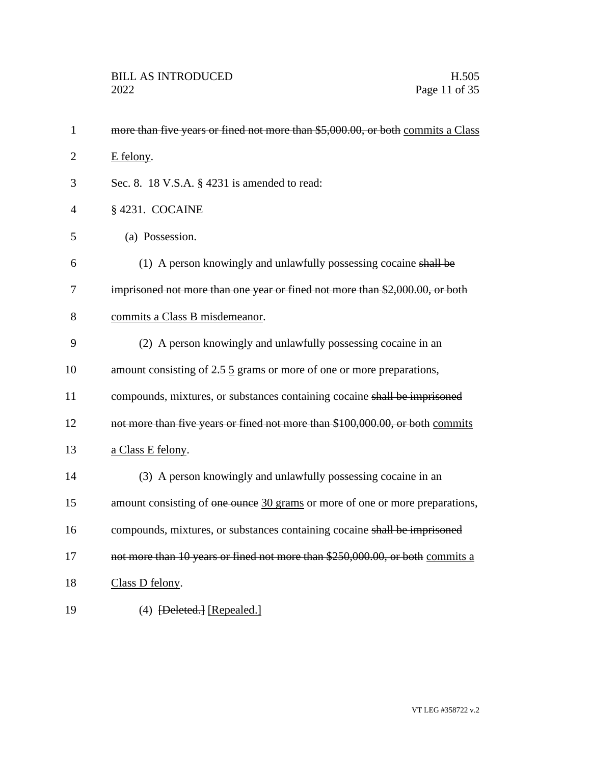~~more than five years or fined not more than $5,000.00, or both~~ commits a Class E felony.

Sec. 8. 18 V.S.A. § 4231 is amended to read:

§ 4231. COCAINE

(a) Possession.

(1) A person knowingly and unlawfully possessing cocaine ~~shall be imprisoned not more than one year or fined not more than $2,000.00, or both~~ commits a Class B misdemeanor.

(2) A person knowingly and unlawfully possessing cocaine in an amount consisting of ~~2.5~~ 5 grams or more of one or more preparations, compounds, mixtures, or substances containing cocaine ~~shall be imprisoned not more than five years or fined not more than $100,000.00, or both~~ commits a Class E felony.

(3) A person knowingly and unlawfully possessing cocaine in an amount consisting of ~~one ounce~~ 30 grams or more of one or more preparations, compounds, mixtures, or substances containing cocaine ~~shall be imprisoned not more than 10 years or fined not more than $250,000.00, or both~~ commits a Class D felony.

(4) ~~[Deleted.]~~ [Repealed.]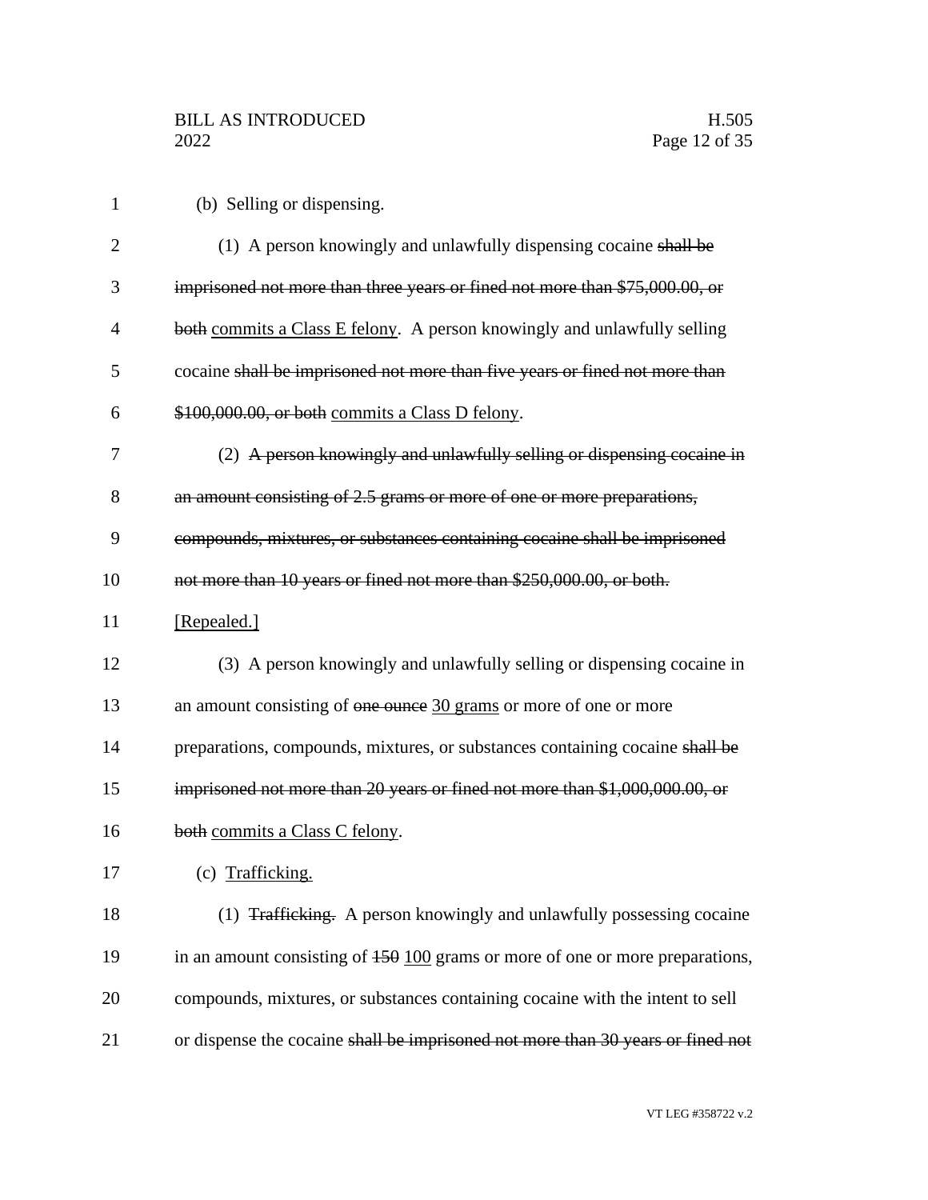(b) Selling or dispensing.

(1) A person knowingly and unlawfully dispensing cocaine ~~shall be imprisoned not more than three years or fined not more than $75,000.00, or both~~ commits a Class E felony. A person knowingly and unlawfully selling cocaine ~~shall be imprisoned not more than five years or fined not more than $100,000.00, or both~~ commits a Class D felony.

(2) ~~A person knowingly and unlawfully selling or dispensing cocaine in an amount consisting of 2.5 grams or more of one or more preparations, compounds, mixtures, or substances containing cocaine shall be imprisoned not more than 10 years or fined not more than $250,000.00, or both.~~ [Repealed.]

(3) A person knowingly and unlawfully selling or dispensing cocaine in an amount consisting of ~~one ounce~~ 30 grams or more of one or more preparations, compounds, mixtures, or substances containing cocaine ~~shall be imprisoned not more than 20 years or fined not more than $1,000,000.00, or both~~ commits a Class C felony.

(c) Trafficking.

(1) ~~Trafficking.~~ A person knowingly and unlawfully possessing cocaine in an amount consisting of ~~150~~ 100 grams or more of one or more preparations, compounds, mixtures, or substances containing cocaine with the intent to sell or dispense the cocaine ~~shall be imprisoned not more than 30 years or fined not~~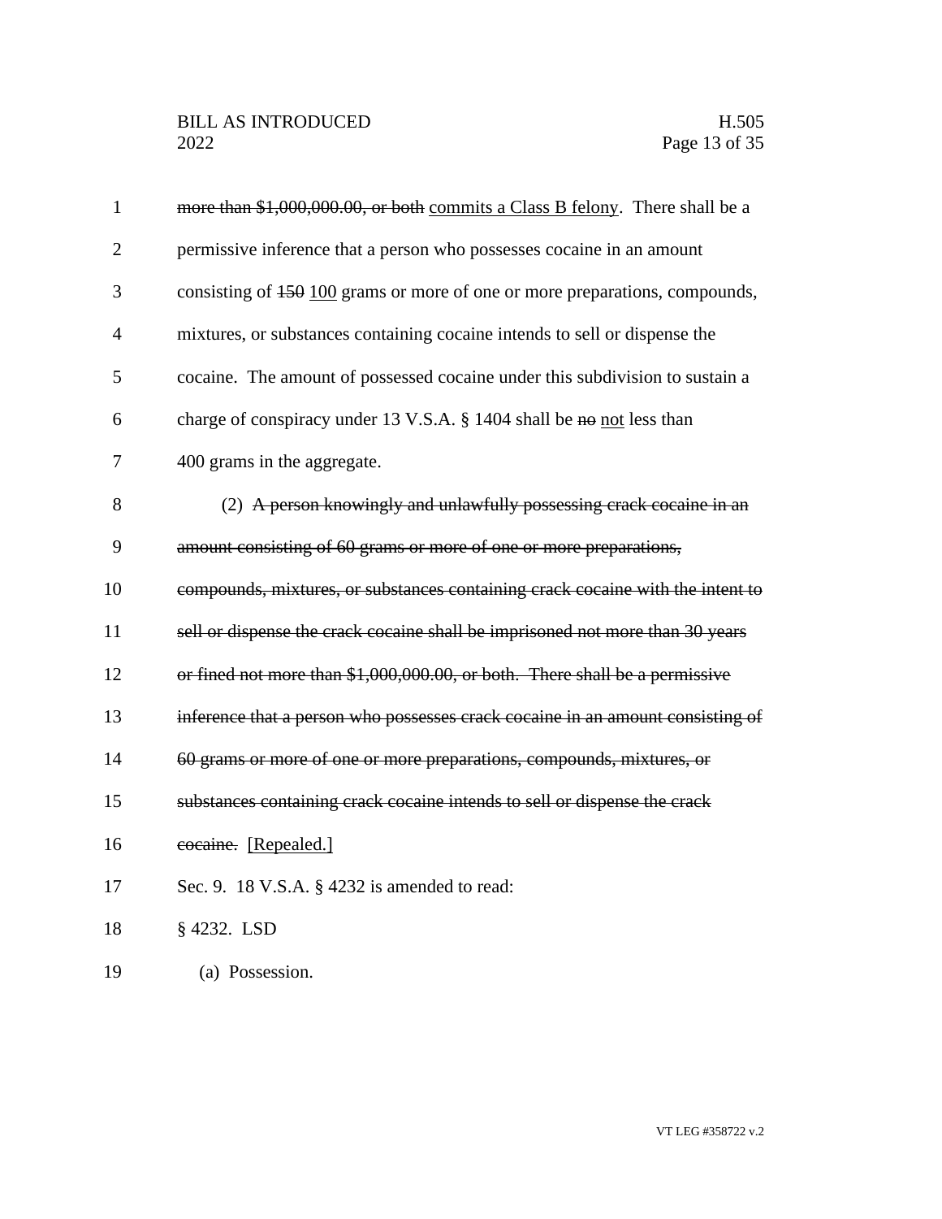~~more than $1,000,000.00, or both~~ commits a Class B felony. There shall be a permissive inference that a person who possesses cocaine in an amount consisting of ~~150~~ 100 grams or more of one or more preparations, compounds, mixtures, or substances containing cocaine intends to sell or dispense the cocaine. The amount of possessed cocaine under this subdivision to sustain a charge of conspiracy under 13 V.S.A. § 1404 shall be ~~no~~ not less than 400 grams in the aggregate.

(2) ~~A person knowingly and unlawfully possessing crack cocaine in an amount consisting of 60 grams or more of one or more preparations, compounds, mixtures, or substances containing crack cocaine with the intent to sell or dispense the crack cocaine shall be imprisoned not more than 30 years or fined not more than $1,000,000.00, or both. There shall be a permissive inference that a person who possesses crack cocaine in an amount consisting of 60 grams or more of one or more preparations, compounds, mixtures, or substances containing crack cocaine intends to sell or dispense the crack cocaine.~~ [Repealed.]

Sec. 9. 18 V.S.A. § 4232 is amended to read:

§ 4232. LSD

(a) Possession.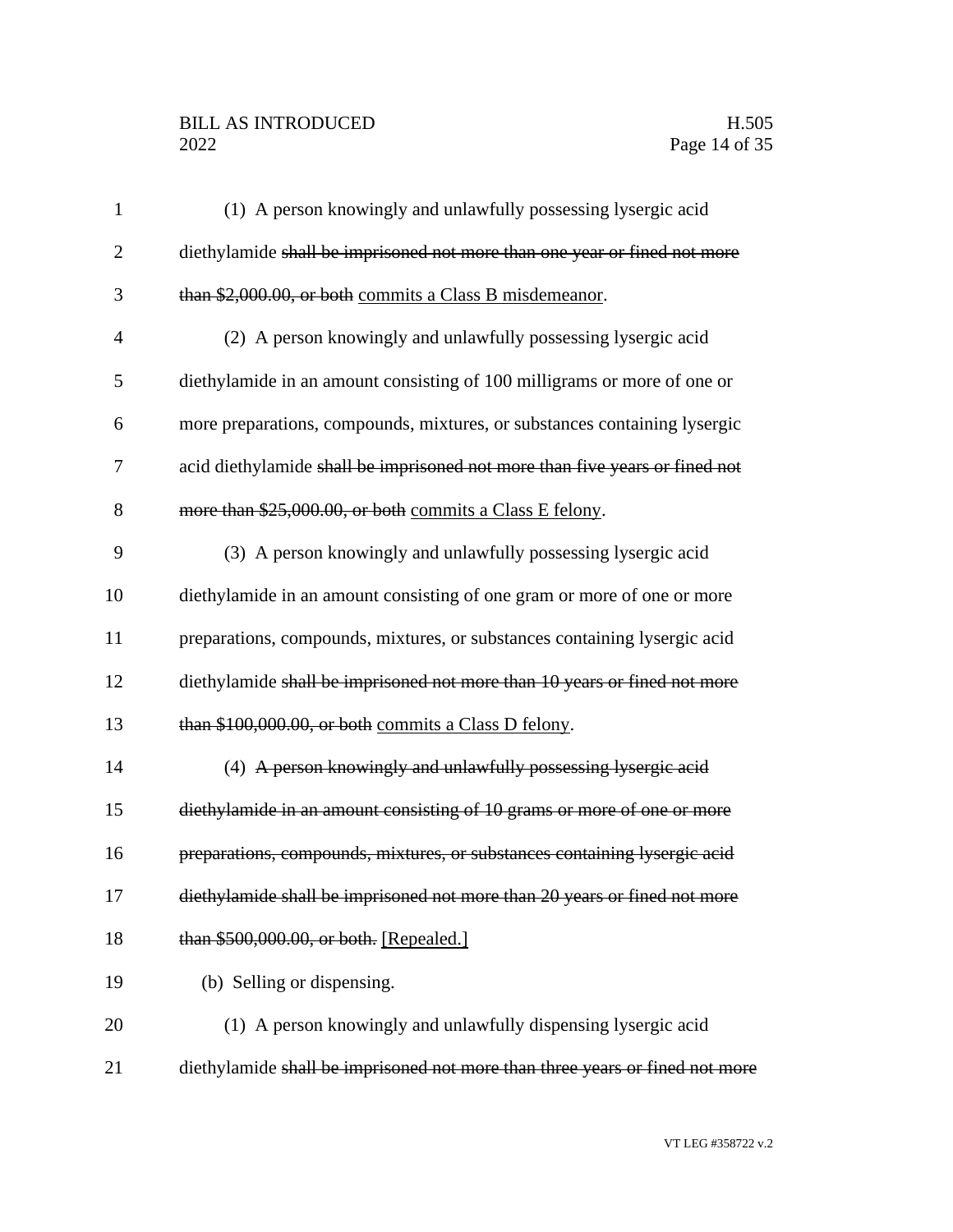(1) A person knowingly and unlawfully possessing lysergic acid diethylamide ~~shall be imprisoned not more than one year or fined not more than $2,000.00, or both~~ commits a Class B misdemeanor.

(2) A person knowingly and unlawfully possessing lysergic acid diethylamide in an amount consisting of 100 milligrams or more of one or more preparations, compounds, mixtures, or substances containing lysergic acid diethylamide ~~shall be imprisoned not more than five years or fined not more than $25,000.00, or both~~ commits a Class E felony.

(3) A person knowingly and unlawfully possessing lysergic acid diethylamide in an amount consisting of one gram or more of one or more preparations, compounds, mixtures, or substances containing lysergic acid diethylamide ~~shall be imprisoned not more than 10 years or fined not more than $100,000.00, or both~~ commits a Class D felony.

(4) ~~A person knowingly and unlawfully possessing lysergic acid diethylamide in an amount consisting of 10 grams or more of one or more preparations, compounds, mixtures, or substances containing lysergic acid diethylamide shall be imprisoned not more than 20 years or fined not more than $500,000.00, or both.~~ [Repealed.]

(b) Selling or dispensing.

(1) A person knowingly and unlawfully dispensing lysergic acid diethylamide ~~shall be imprisoned not more than three years or fined not more~~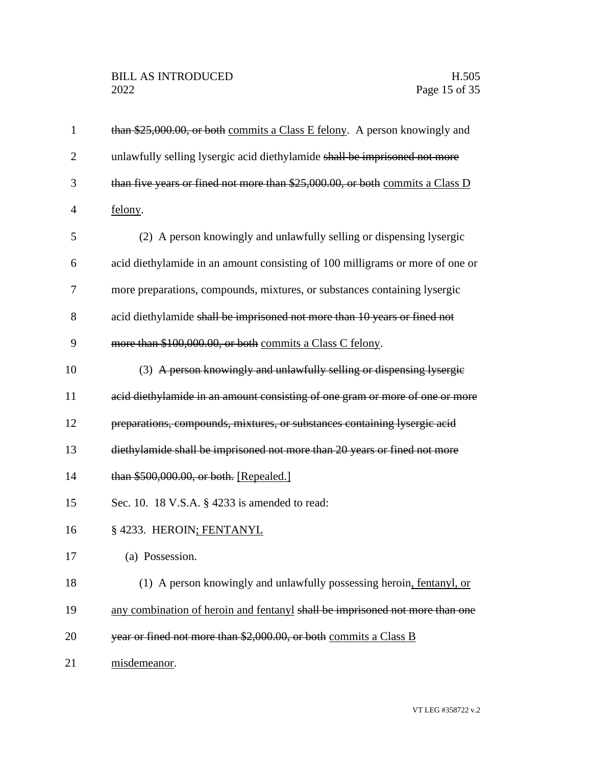~~than $25,000.00, or both~~ commits a Class E felony. A person knowingly and unlawfully selling lysergic acid diethylamide ~~shall be imprisoned not more than five years or fined not more than $25,000.00, or both~~ commits a Class D felony.

(2) A person knowingly and unlawfully selling or dispensing lysergic acid diethylamide in an amount consisting of 100 milligrams or more of one or more preparations, compounds, mixtures, or substances containing lysergic acid diethylamide ~~shall be imprisoned not more than 10 years or fined not more than $100,000.00, or both~~ commits a Class C felony.

(3) ~~A person knowingly and unlawfully selling or dispensing lysergic acid diethylamide in an amount consisting of one gram or more of one or more preparations, compounds, mixtures, or substances containing lysergic acid diethylamide shall be imprisoned not more than 20 years or fined not more than $500,000.00, or both.~~ [Repealed.]

Sec. 10. 18 V.S.A. § 4233 is amended to read:

§ 4233. HEROIN; FENTANYL

(a) Possession.

(1) A person knowingly and unlawfully possessing heroin, fentanyl, or any combination of heroin and fentanyl ~~shall be imprisoned not more than one year or fined not more than $2,000.00, or both~~ commits a Class B misdemeanor.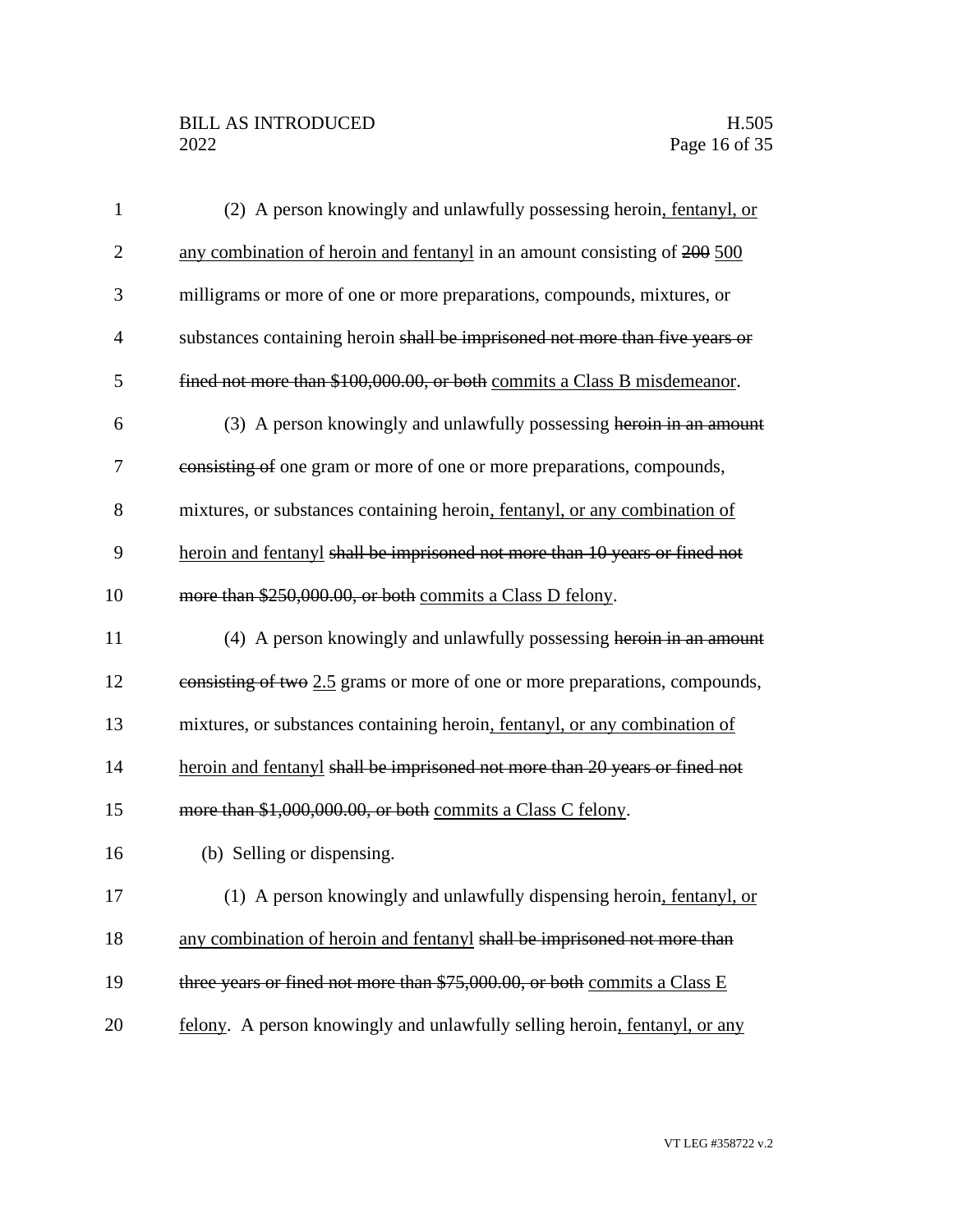(2) A person knowingly and unlawfully possessing heroin<u>, fentanyl, or any combination of heroin and fentanyl</u> in an amount consisting of ~~200~~ <u>500</u> milligrams or more of one or more preparations, compounds, mixtures, or substances containing heroin ~~shall be imprisoned not more than five years or fined not more than $100,000.00, or both~~ <u>commits a Class B misdemeanor</u>.

(3) A person knowingly and unlawfully possessing ~~heroin in an amount consisting of~~ one gram or more of one or more preparations, compounds, mixtures, or substances containing heroin<u>, fentanyl, or any combination of heroin and fentanyl</u> ~~shall be imprisoned not more than 10 years or fined not more than $250,000.00, or both~~ <u>commits a Class D felony</u>.

(4) A person knowingly and unlawfully possessing ~~heroin in an amount consisting of two~~ <u>2.5</u> grams or more of one or more preparations, compounds, mixtures, or substances containing heroin<u>, fentanyl, or any combination of heroin and fentanyl</u> ~~shall be imprisoned not more than 20 years or fined not more than $1,000,000.00, or both~~ <u>commits a Class C felony</u>.

(b) Selling or dispensing.

(1) A person knowingly and unlawfully dispensing heroin<u>, fentanyl, or any combination of heroin and fentanyl</u> ~~shall be imprisoned not more than three years or fined not more than $75,000.00, or both~~ <u>commits a Class E felony</u>. A person knowingly and unlawfully selling heroin<u>, fentanyl, or any</u>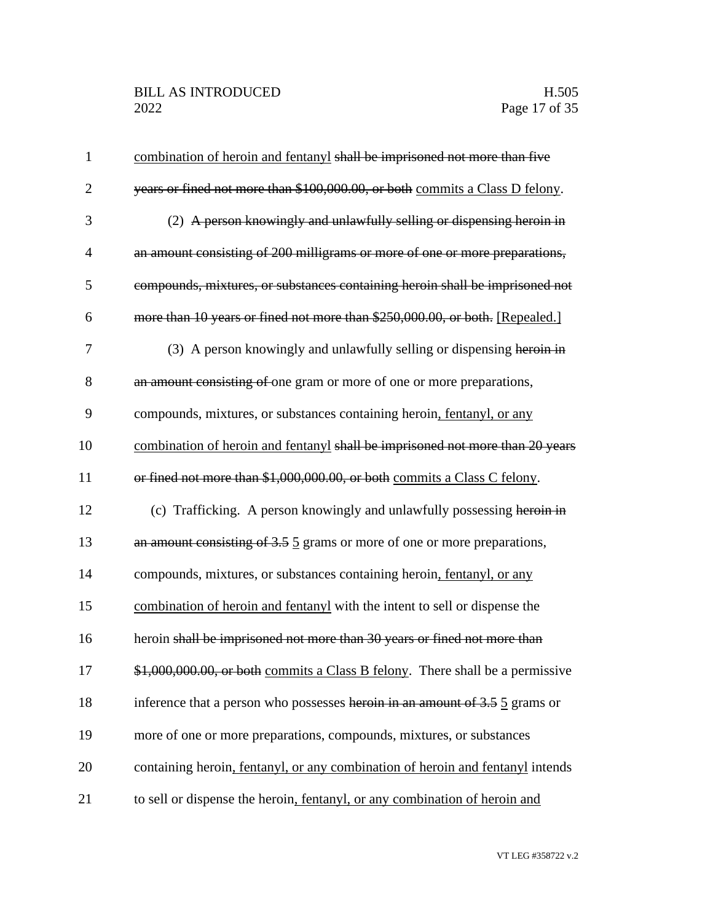combination of heroin and fentanyl ~~shall be imprisoned not more than five years or fined not more than $100,000.00, or both~~ commits a Class D felony.

(2) ~~A person knowingly and unlawfully selling or dispensing heroin in an amount consisting of 200 milligrams or more of one or more preparations, compounds, mixtures, or substances containing heroin shall be imprisoned not more than 10 years or fined not more than $250,000.00, or both.~~ [Repealed.]

(3) A person knowingly and unlawfully selling or dispensing ~~heroin in an amount consisting of~~ one gram or more of one or more preparations, compounds, mixtures, or substances containing heroin, fentanyl, or any combination of heroin and fentanyl ~~shall be imprisoned not more than 20 years or fined not more than $1,000,000.00, or both~~ commits a Class C felony.

(c) Trafficking. A person knowingly and unlawfully possessing ~~heroin in an amount consisting of 3.5~~ 5 grams or more of one or more preparations, compounds, mixtures, or substances containing heroin, fentanyl, or any combination of heroin and fentanyl with the intent to sell or dispense the heroin ~~shall be imprisoned not more than 30 years or fined not more than $1,000,000.00, or both~~ commits a Class B felony. There shall be a permissive inference that a person who possesses ~~heroin in an amount of 3.5~~ 5 grams or more of one or more preparations, compounds, mixtures, or substances containing heroin, fentanyl, or any combination of heroin and fentanyl intends to sell or dispense the heroin, fentanyl, or any combination of heroin and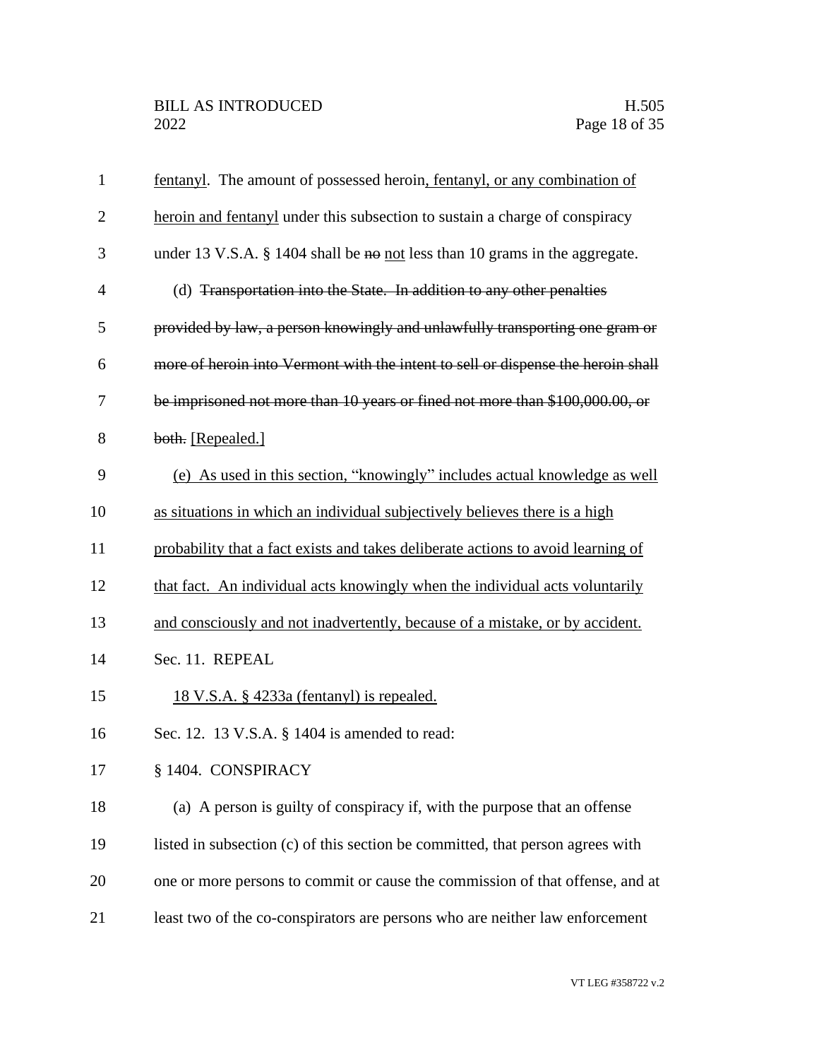fentanyl. The amount of possessed heroin, fentanyl, or any combination of heroin and fentanyl under this subsection to sustain a charge of conspiracy under 13 V.S.A. § 1404 shall be ~~no~~ not less than 10 grams in the aggregate.

(d) ~~Transportation into the State. In addition to any other penalties provided by law, a person knowingly and unlawfully transporting one gram or more of heroin into Vermont with the intent to sell or dispense the heroin shall be imprisoned not more than 10 years or fined not more than $100,000.00, or both.~~ [Repealed.]

(e) As used in this section, "knowingly" includes actual knowledge as well as situations in which an individual subjectively believes there is a high probability that a fact exists and takes deliberate actions to avoid learning of that fact. An individual acts knowingly when the individual acts voluntarily and consciously and not inadvertently, because of a mistake, or by accident.

Sec. 11. REPEAL

18 V.S.A. § 4233a (fentanyl) is repealed.

Sec. 12. 13 V.S.A. § 1404 is amended to read:

§ 1404. CONSPIRACY

(a) A person is guilty of conspiracy if, with the purpose that an offense listed in subsection (c) of this section be committed, that person agrees with one or more persons to commit or cause the commission of that offense, and at least two of the co-conspirators are persons who are neither law enforcement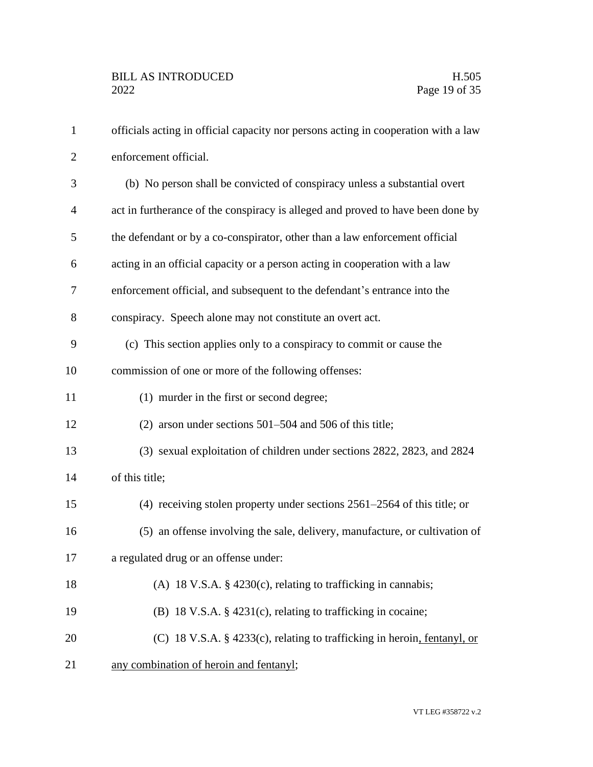officials acting in official capacity nor persons acting in cooperation with a law enforcement official.

(b) No person shall be convicted of conspiracy unless a substantial overt act in furtherance of the conspiracy is alleged and proved to have been done by the defendant or by a co-conspirator, other than a law enforcement official acting in an official capacity or a person acting in cooperation with a law enforcement official, and subsequent to the defendant's entrance into the conspiracy. Speech alone may not constitute an overt act.

(c) This section applies only to a conspiracy to commit or cause the commission of one or more of the following offenses:

(1) murder in the first or second degree;

(2) arson under sections 501–504 and 506 of this title;

(3) sexual exploitation of children under sections 2822, 2823, and 2824 of this title;

(4) receiving stolen property under sections 2561–2564 of this title; or

(5) an offense involving the sale, delivery, manufacture, or cultivation of a regulated drug or an offense under:

(A) 18 V.S.A. § 4230(c), relating to trafficking in cannabis;

(B) 18 V.S.A. § 4231(c), relating to trafficking in cocaine;

(C) 18 V.S.A. § 4233(c), relating to trafficking in heroin, fentanyl, or any combination of heroin and fentanyl;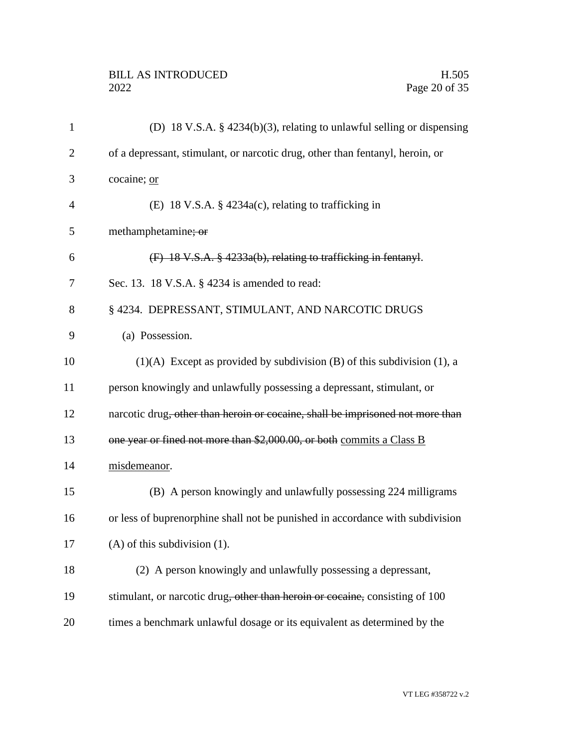(D) 18 V.S.A. § 4234(b)(3), relating to unlawful selling or dispensing of a depressant, stimulant, or narcotic drug, other than fentanyl, heroin, or cocaine; <u>or</u>

(E) 18 V.S.A. § 4234a(c), relating to trafficking in methamphetamine~~; or~~

~~(F) 18 V.S.A. § 4233a(b), relating to trafficking in fentanyl~~.

Sec. 13. 18 V.S.A. § 4234 is amended to read:

§ 4234. DEPRESSANT, STIMULANT, AND NARCOTIC DRUGS

(a) Possession.

(1)(A) Except as provided by subdivision (B) of this subdivision (1), a person knowingly and unlawfully possessing a depressant, stimulant, or narcotic drug~~, other than heroin or cocaine, shall be imprisoned not more than one year or fined not more than $2,000.00, or both~~ <u>commits a Class B misdemeanor</u>.

(B) A person knowingly and unlawfully possessing 224 milligrams or less of buprenorphine shall not be punished in accordance with subdivision (A) of this subdivision (1).

(2) A person knowingly and unlawfully possessing a depressant, stimulant, or narcotic drug~~, other than heroin or cocaine,~~ consisting of 100 times a benchmark unlawful dosage or its equivalent as determined by the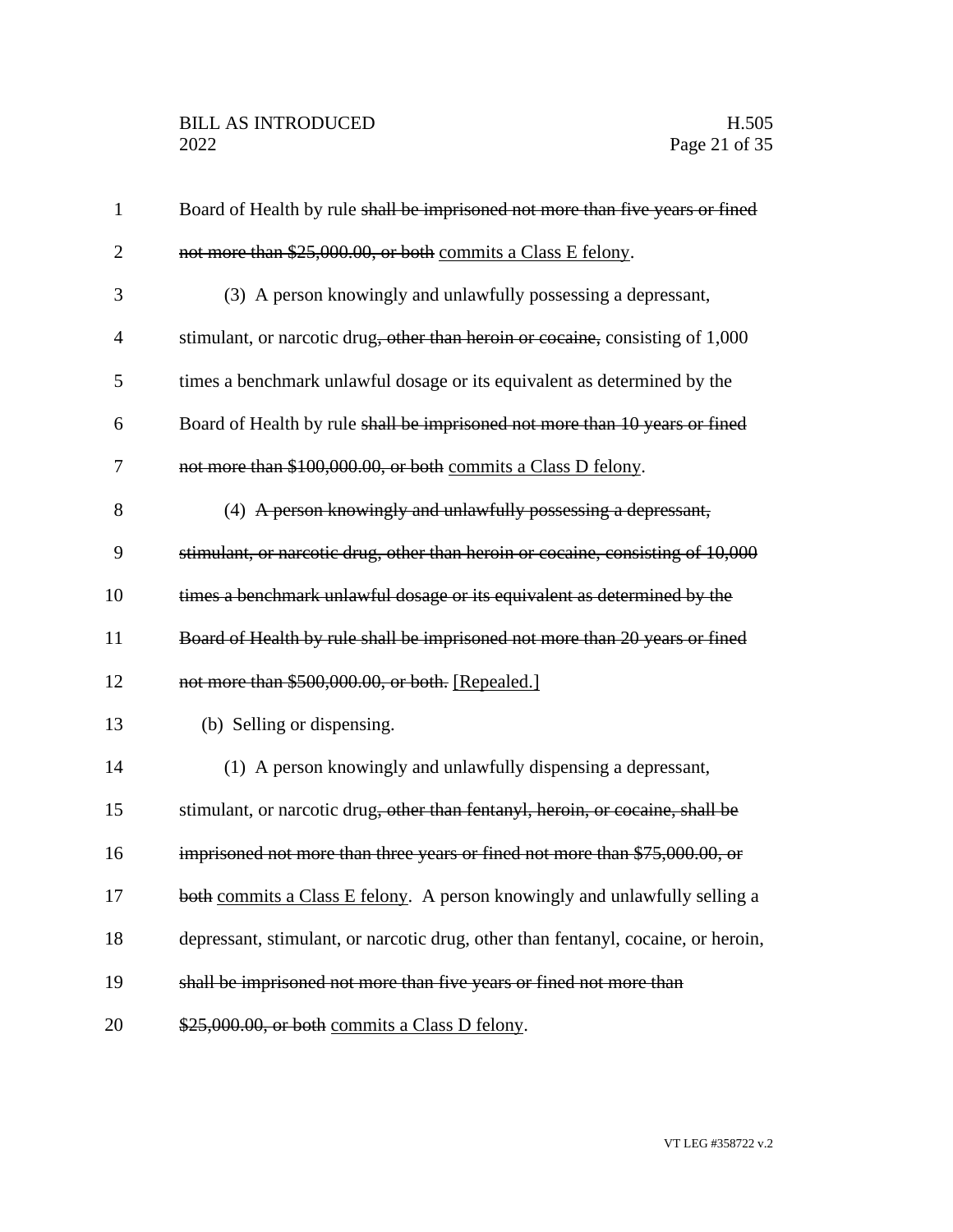Board of Health by rule ~~shall be imprisoned not more than five years or fined not more than $25,000.00, or both~~ <u>commits a Class E felony</u>.

(3) A person knowingly and unlawfully possessing a depressant, stimulant, or narcotic drug~~, other than heroin or cocaine,~~ consisting of 1,000 times a benchmark unlawful dosage or its equivalent as determined by the Board of Health by rule ~~shall be imprisoned not more than 10 years or fined not more than $100,000.00, or both~~ <u>commits a Class D felony</u>.

(4) ~~A person knowingly and unlawfully possessing a depressant, stimulant, or narcotic drug, other than heroin or cocaine, consisting of 10,000 times a benchmark unlawful dosage or its equivalent as determined by the Board of Health by rule shall be imprisoned not more than 20 years or fined not more than $500,000.00, or both.~~ <u>[Repealed.]</u>

(b) Selling or dispensing.

(1) A person knowingly and unlawfully dispensing a depressant, stimulant, or narcotic drug~~, other than fentanyl, heroin, or cocaine, shall be imprisoned not more than three years or fined not more than $75,000.00, or both~~ <u>commits a Class E felony</u>. A person knowingly and unlawfully selling a depressant, stimulant, or narcotic drug, other than fentanyl, cocaine, or heroin, ~~shall be imprisoned not more than five years or fined not more than $25,000.00, or both~~ <u>commits a Class D felony</u>.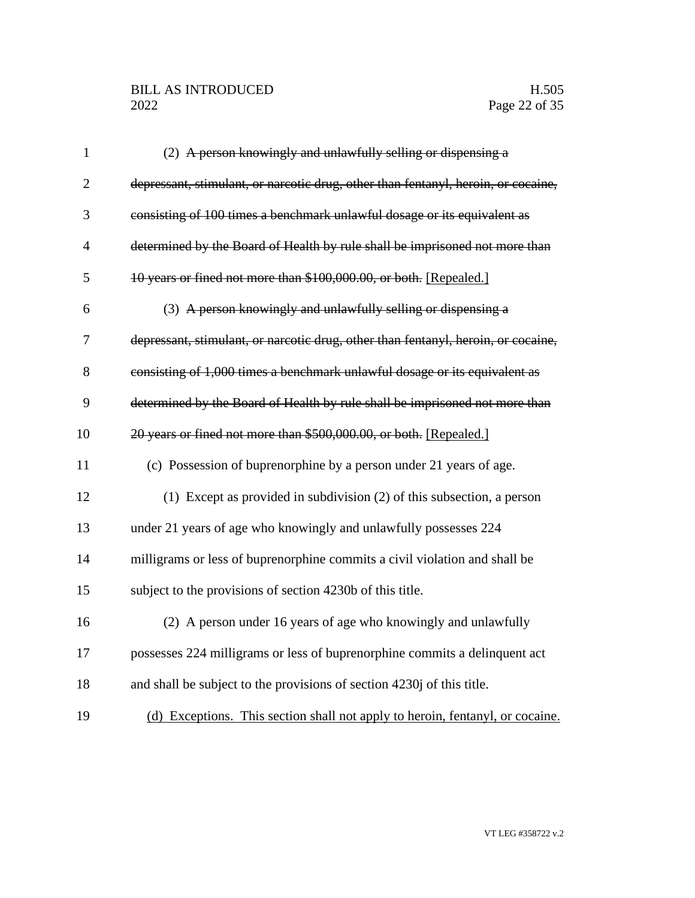(2) ~~A person knowingly and unlawfully selling or dispensing a depressant, stimulant, or narcotic drug, other than fentanyl, heroin, or cocaine, consisting of 100 times a benchmark unlawful dosage or its equivalent as determined by the Board of Health by rule shall be imprisoned not more than 10 years or fined not more than $100,000.00, or both.~~ <u>[Repealed.]</u>

(3) ~~A person knowingly and unlawfully selling or dispensing a depressant, stimulant, or narcotic drug, other than fentanyl, heroin, or cocaine, consisting of 1,000 times a benchmark unlawful dosage or its equivalent as determined by the Board of Health by rule shall be imprisoned not more than 20 years or fined not more than $500,000.00, or both.~~ <u>[Repealed.]</u>

(c) Possession of buprenorphine by a person under 21 years of age.

(1) Except as provided in subdivision (2) of this subsection, a person under 21 years of age who knowingly and unlawfully possesses 224 milligrams or less of buprenorphine commits a civil violation and shall be subject to the provisions of section 4230b of this title.

(2) A person under 16 years of age who knowingly and unlawfully possesses 224 milligrams or less of buprenorphine commits a delinquent act and shall be subject to the provisions of section 4230j of this title.

<u>(d) Exceptions. This section shall not apply to heroin, fentanyl, or cocaine.</u>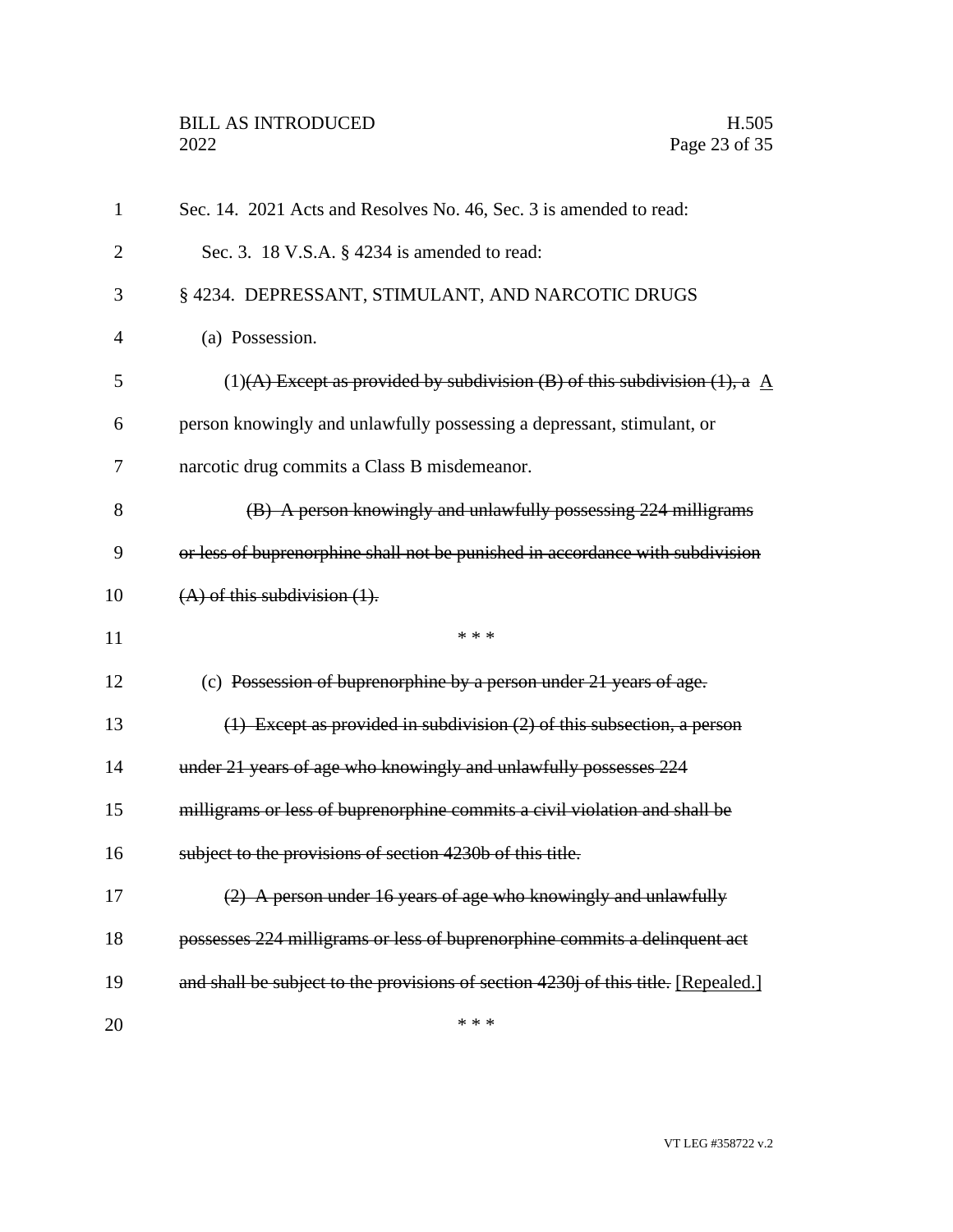Sec. 14. 2021 Acts and Resolves No. 46, Sec. 3 is amended to read:

Sec. 3. 18 V.S.A. § 4234 is amended to read:

§ 4234. DEPRESSANT, STIMULANT, AND NARCOTIC DRUGS

(a) Possession.

(1)~~(A) Except as provided by subdivision (B) of this subdivision (1), a~~ <u>A</u> person knowingly and unlawfully possessing a depressant, stimulant, or narcotic drug commits a Class B misdemeanor.

~~(B) A person knowingly and unlawfully possessing 224 milligrams or less of buprenorphine shall not be punished in accordance with subdivision (A) of this subdivision (1).~~

\* \* \*

(c) ~~Possession of buprenorphine by a person under 21 years of age.~~

~~(1) Except as provided in subdivision (2) of this subsection, a person under 21 years of age who knowingly and unlawfully possesses 224 milligrams or less of buprenorphine commits a civil violation and shall be subject to the provisions of section 4230b of this title.~~

~~(2) A person under 16 years of age who knowingly and unlawfully possesses 224 milligrams or less of buprenorphine commits a delinquent act and shall be subject to the provisions of section 4230j of this title.~~ <u>[Repealed.]</u>

\* \* \*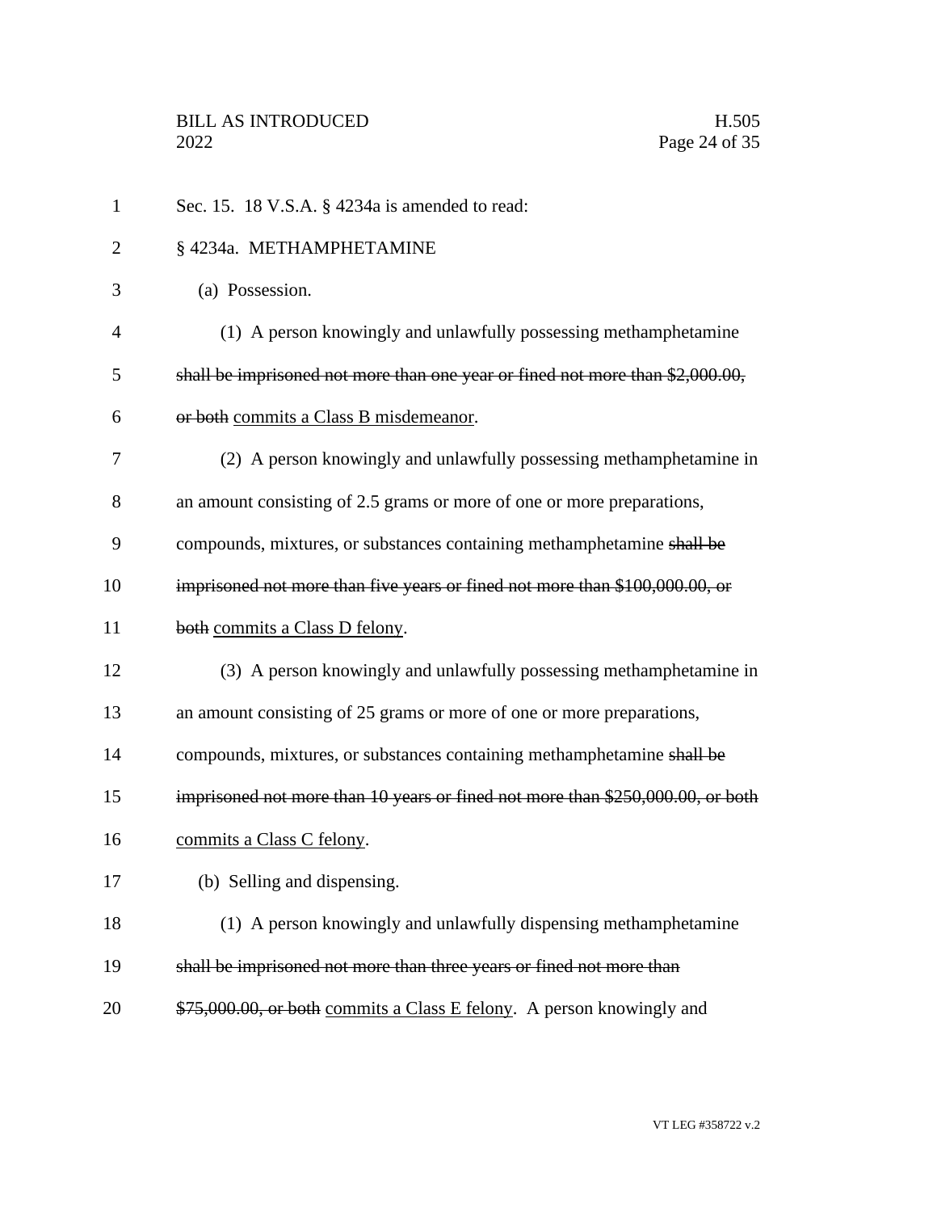Sec. 15. 18 V.S.A. § 4234a is amended to read:

§ 4234a. METHAMPHETAMINE

(a) Possession.

(1) A person knowingly and unlawfully possessing methamphetamine ~~shall be imprisoned not more than one year or fined not more than $2,000.00, or both~~ commits a Class B misdemeanor.

(2) A person knowingly and unlawfully possessing methamphetamine in an amount consisting of 2.5 grams or more of one or more preparations, compounds, mixtures, or substances containing methamphetamine ~~shall be imprisoned not more than five years or fined not more than $100,000.00, or both~~ commits a Class D felony.

(3) A person knowingly and unlawfully possessing methamphetamine in an amount consisting of 25 grams or more of one or more preparations, compounds, mixtures, or substances containing methamphetamine ~~shall be imprisoned not more than 10 years or fined not more than $250,000.00, or both~~ commits a Class C felony.

(b) Selling and dispensing.

(1) A person knowingly and unlawfully dispensing methamphetamine ~~shall be imprisoned not more than three years or fined not more than $75,000.00, or both~~ commits a Class E felony. A person knowingly and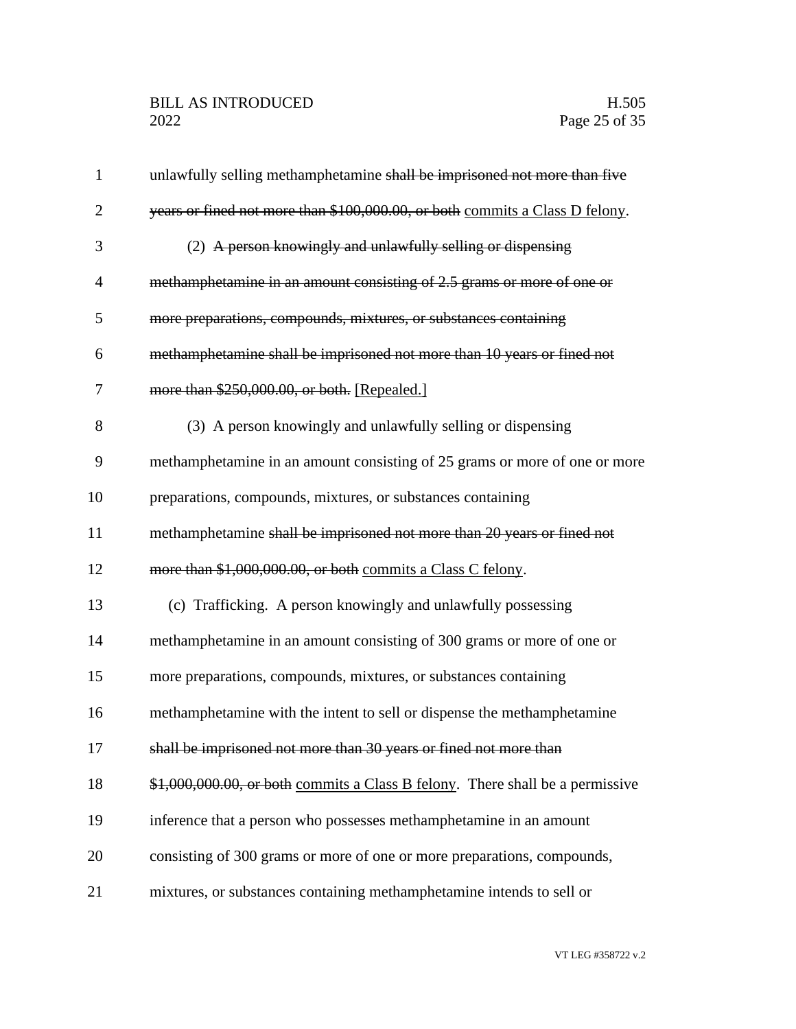unlawfully selling methamphetamine ~~shall be imprisoned not more than five years or fined not more than $100,000.00, or both~~ <u>commits a Class D felony</u>.

(2) ~~A person knowingly and unlawfully selling or dispensing methamphetamine in an amount consisting of 2.5 grams or more of one or more preparations, compounds, mixtures, or substances containing methamphetamine shall be imprisoned not more than 10 years or fined not more than $250,000.00, or both.~~ <u>[Repealed.]</u>

(3) A person knowingly and unlawfully selling or dispensing methamphetamine in an amount consisting of 25 grams or more of one or more preparations, compounds, mixtures, or substances containing methamphetamine ~~shall be imprisoned not more than 20 years or fined not more than $1,000,000.00, or both~~ <u>commits a Class C felony</u>.

(c) Trafficking. A person knowingly and unlawfully possessing methamphetamine in an amount consisting of 300 grams or more of one or more preparations, compounds, mixtures, or substances containing methamphetamine with the intent to sell or dispense the methamphetamine ~~shall be imprisoned not more than 30 years or fined not more than $1,000,000.00, or both~~ <u>commits a Class B felony</u>. There shall be a permissive inference that a person who possesses methamphetamine in an amount consisting of 300 grams or more of one or more preparations, compounds, mixtures, or substances containing methamphetamine intends to sell or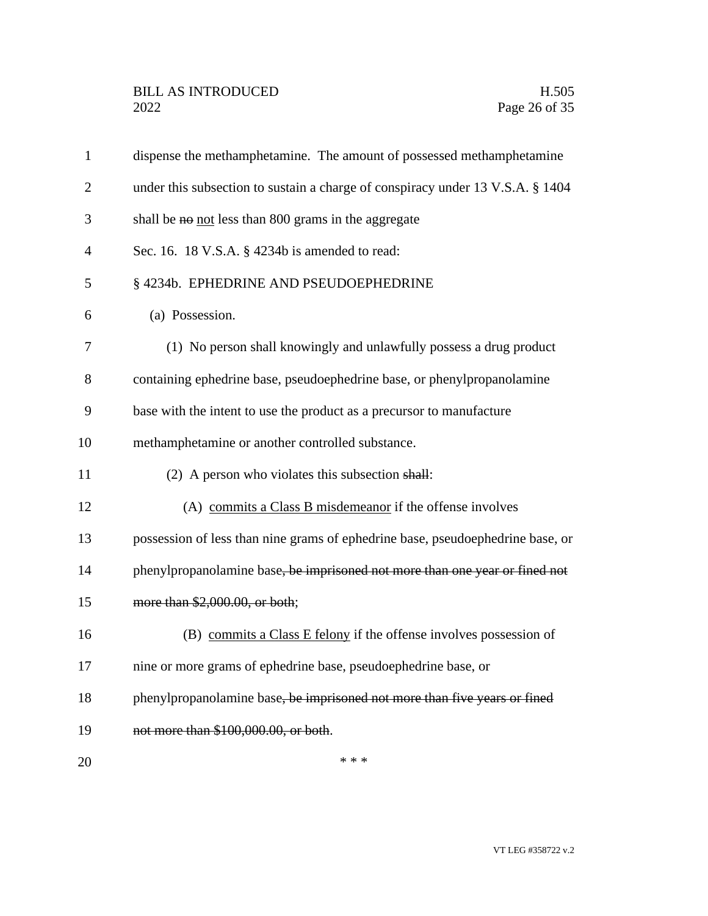dispense the methamphetamine. The amount of possessed methamphetamine under this subsection to sustain a charge of conspiracy under 13 V.S.A. § 1404 shall be ~~no~~ <u>not</u> less than 800 grams in the aggregate

Sec. 16. 18 V.S.A. § 4234b is amended to read:

§ 4234b. EPHEDRINE AND PSEUDOEPHEDRINE

(a) Possession.

(1) No person shall knowingly and unlawfully possess a drug product containing ephedrine base, pseudoephedrine base, or phenylpropanolamine base with the intent to use the product as a precursor to manufacture methamphetamine or another controlled substance.

(2) A person who violates this subsection ~~shall~~:

(A) <u>commits a Class B misdemeanor</u> if the offense involves possession of less than nine grams of ephedrine base, pseudoephedrine base, or phenylpropanolamine base~~, be imprisoned not more than one year or fined not more than $2,000.00, or both~~;

(B) <u>commits a Class E felony</u> if the offense involves possession of nine or more grams of ephedrine base, pseudoephedrine base, or phenylpropanolamine base~~, be imprisoned not more than five years or fined not more than $100,000.00, or both~~.

\* \* \*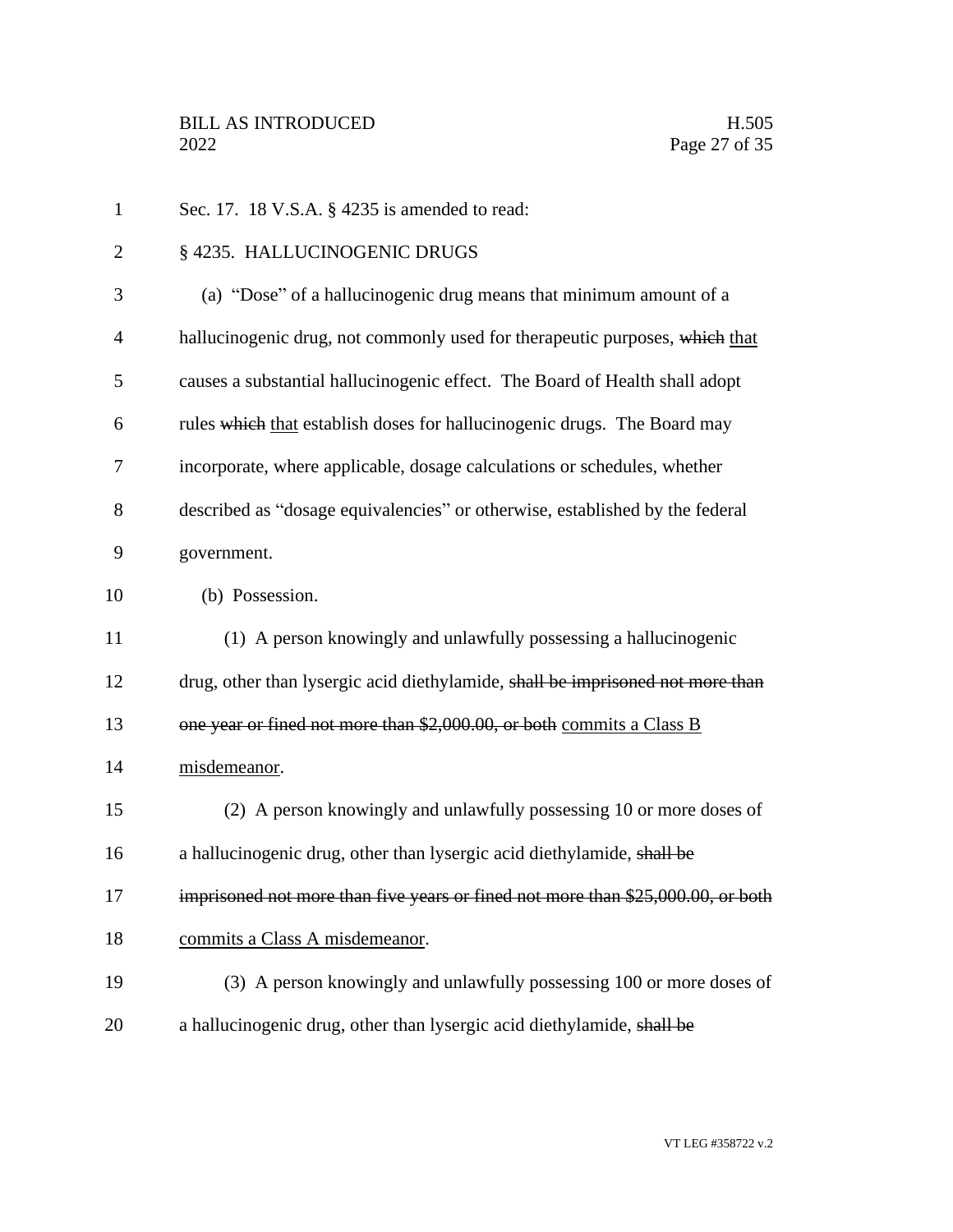Sec. 17. 18 V.S.A. § 4235 is amended to read:

§ 4235. HALLUCINOGENIC DRUGS

(a) "Dose" of a hallucinogenic drug means that minimum amount of a hallucinogenic drug, not commonly used for therapeutic purposes, ~~which~~ <u>that</u> causes a substantial hallucinogenic effect. The Board of Health shall adopt rules ~~which~~ <u>that</u> establish doses for hallucinogenic drugs. The Board may incorporate, where applicable, dosage calculations or schedules, whether described as "dosage equivalencies" or otherwise, established by the federal government.

(b) Possession.

(1) A person knowingly and unlawfully possessing a hallucinogenic drug, other than lysergic acid diethylamide, ~~shall be imprisoned not more than one year or fined not more than \$2,000.00, or both~~ <u>commits a Class B misdemeanor</u>.

(2) A person knowingly and unlawfully possessing 10 or more doses of a hallucinogenic drug, other than lysergic acid diethylamide, ~~shall be imprisoned not more than five years or fined not more than \$25,000.00, or both~~ <u>commits a Class A misdemeanor</u>.

(3) A person knowingly and unlawfully possessing 100 or more doses of a hallucinogenic drug, other than lysergic acid diethylamide, ~~shall be~~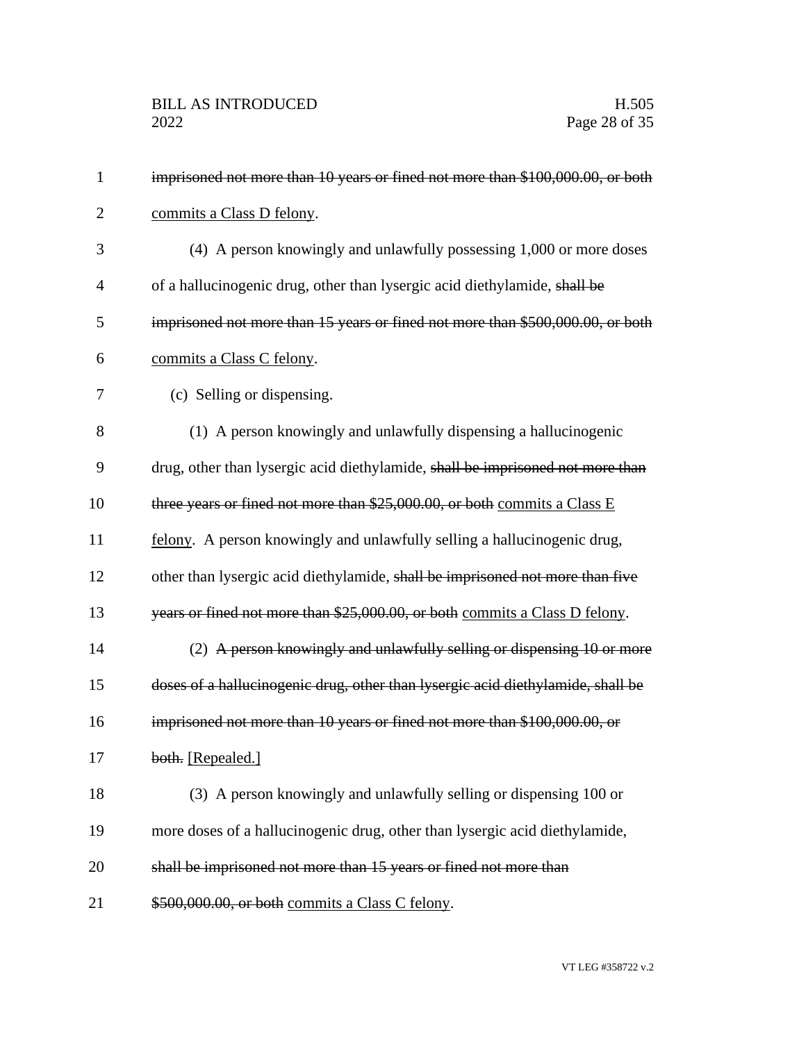~~imprisoned not more than 10 years or fined not more than $100,000.00, or both~~ commits a Class D felony.

(4) A person knowingly and unlawfully possessing 1,000 or more doses of a hallucinogenic drug, other than lysergic acid diethylamide, ~~shall be imprisoned not more than 15 years or fined not more than $500,000.00, or both~~ commits a Class C felony.

(c) Selling or dispensing.

(1) A person knowingly and unlawfully dispensing a hallucinogenic drug, other than lysergic acid diethylamide, ~~shall be imprisoned not more than three years or fined not more than $25,000.00, or both~~ commits a Class E felony. A person knowingly and unlawfully selling a hallucinogenic drug, other than lysergic acid diethylamide, ~~shall be imprisoned not more than five years or fined not more than $25,000.00, or both~~ commits a Class D felony.

(2) ~~A person knowingly and unlawfully selling or dispensing 10 or more doses of a hallucinogenic drug, other than lysergic acid diethylamide, shall be imprisoned not more than 10 years or fined not more than $100,000.00, or both.~~ [Repealed.]

(3) A person knowingly and unlawfully selling or dispensing 100 or more doses of a hallucinogenic drug, other than lysergic acid diethylamide, ~~shall be imprisoned not more than 15 years or fined not more than $500,000.00, or both~~ commits a Class C felony.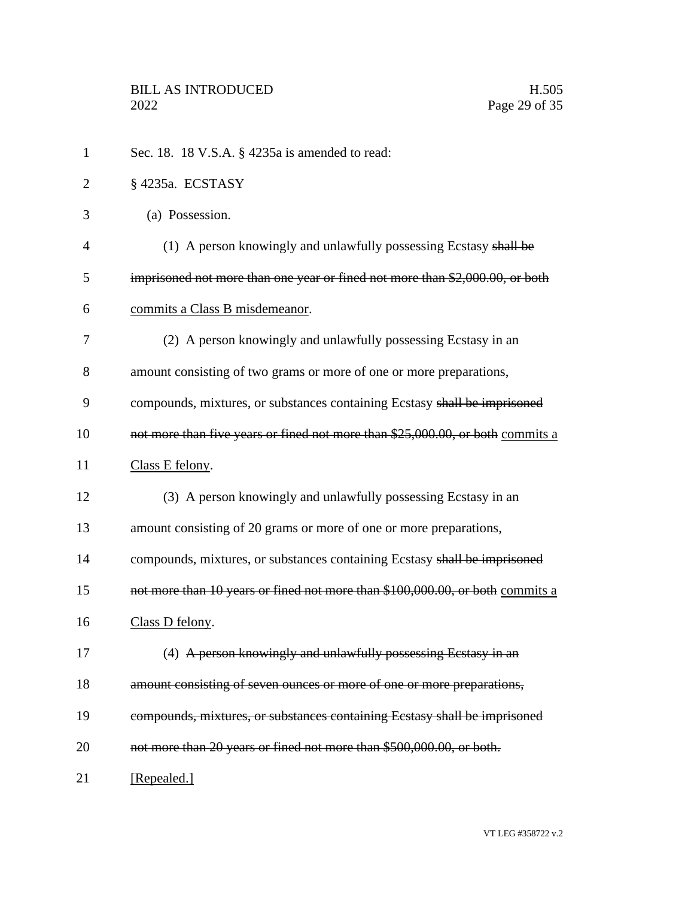Sec. 18. 18 V.S.A. § 4235a is amended to read:

§ 4235a. ECSTASY

(a) Possession.

(1) A person knowingly and unlawfully possessing Ecstasy ~~shall be imprisoned not more than one year or fined not more than $2,000.00, or both~~ <u>commits a Class B misdemeanor</u>.

(2) A person knowingly and unlawfully possessing Ecstasy in an amount consisting of two grams or more of one or more preparations, compounds, mixtures, or substances containing Ecstasy ~~shall be imprisoned not more than five years or fined not more than $25,000.00, or both~~ <u>commits a Class E felony</u>.

(3) A person knowingly and unlawfully possessing Ecstasy in an amount consisting of 20 grams or more of one or more preparations, compounds, mixtures, or substances containing Ecstasy ~~shall be imprisoned not more than 10 years or fined not more than $100,000.00, or both~~ <u>commits a Class D felony</u>.

(4) ~~A person knowingly and unlawfully possessing Ecstasy in an amount consisting of seven ounces or more of one or more preparations, compounds, mixtures, or substances containing Ecstasy shall be imprisoned not more than 20 years or fined not more than $500,000.00, or both.~~ <u>[Repealed.]</u>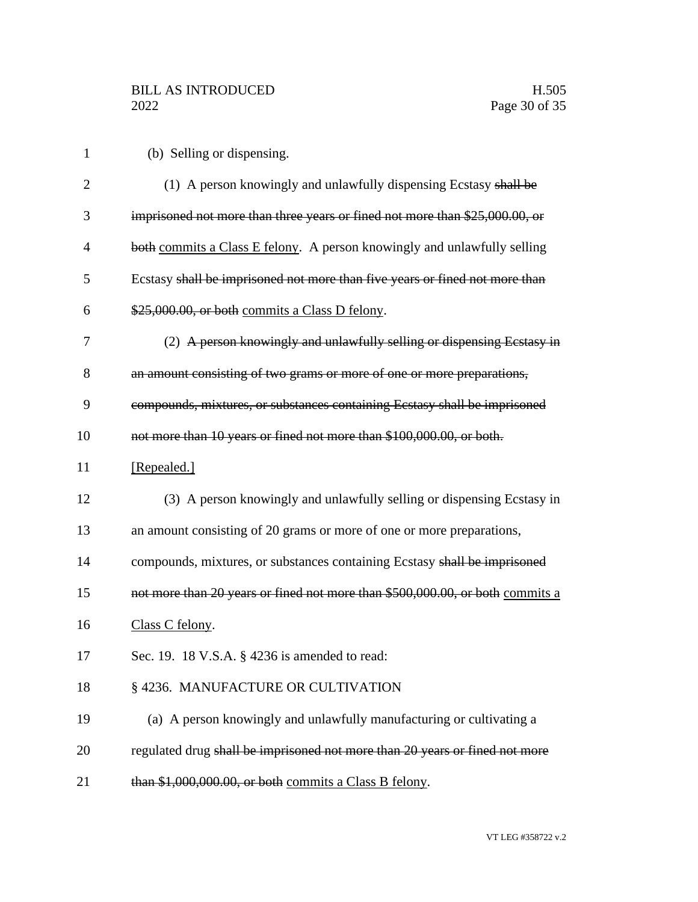(b) Selling or dispensing.

(1) A person knowingly and unlawfully dispensing Ecstasy ~~shall be imprisoned not more than three years or fined not more than $25,000.00, or both~~ commits a Class E felony. A person knowingly and unlawfully selling Ecstasy ~~shall be imprisoned not more than five years or fined not more than $25,000.00, or both~~ commits a Class D felony.

(2) ~~A person knowingly and unlawfully selling or dispensing Ecstasy in an amount consisting of two grams or more of one or more preparations, compounds, mixtures, or substances containing Ecstasy shall be imprisoned not more than 10 years or fined not more than $100,000.00, or both.~~ [Repealed.]

(3) A person knowingly and unlawfully selling or dispensing Ecstasy in an amount consisting of 20 grams or more of one or more preparations, compounds, mixtures, or substances containing Ecstasy ~~shall be imprisoned not more than 20 years or fined not more than $500,000.00, or both~~ commits a Class C felony.

Sec. 19. 18 V.S.A. § 4236 is amended to read:

§ 4236. MANUFACTURE OR CULTIVATION

(a) A person knowingly and unlawfully manufacturing or cultivating a regulated drug ~~shall be imprisoned not more than 20 years or fined not more than $1,000,000.00, or both~~ commits a Class B felony.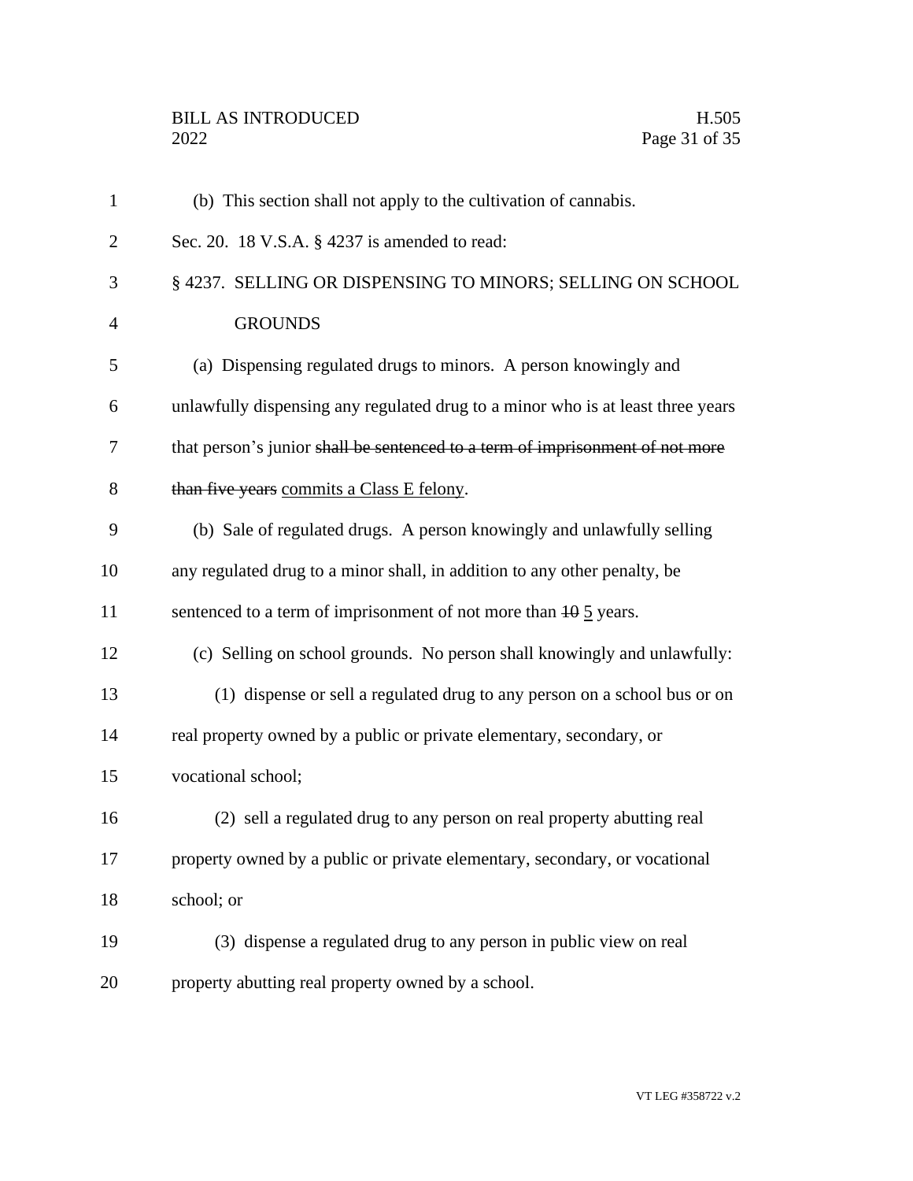(b) This section shall not apply to the cultivation of cannabis.

Sec. 20. 18 V.S.A. § 4237 is amended to read:

§ 4237. SELLING OR DISPENSING TO MINORS; SELLING ON SCHOOL GROUNDS

(a) Dispensing regulated drugs to minors. A person knowingly and unlawfully dispensing any regulated drug to a minor who is at least three years that person's junior ~~shall be sentenced to a term of imprisonment of not more than five years~~ commits a Class E felony.

(b) Sale of regulated drugs. A person knowingly and unlawfully selling any regulated drug to a minor shall, in addition to any other penalty, be sentenced to a term of imprisonment of not more than ~~10~~ 5 years.

(c) Selling on school grounds. No person shall knowingly and unlawfully:

(1) dispense or sell a regulated drug to any person on a school bus or on real property owned by a public or private elementary, secondary, or vocational school;

(2) sell a regulated drug to any person on real property abutting real property owned by a public or private elementary, secondary, or vocational school; or

(3) dispense a regulated drug to any person in public view on real property abutting real property owned by a school.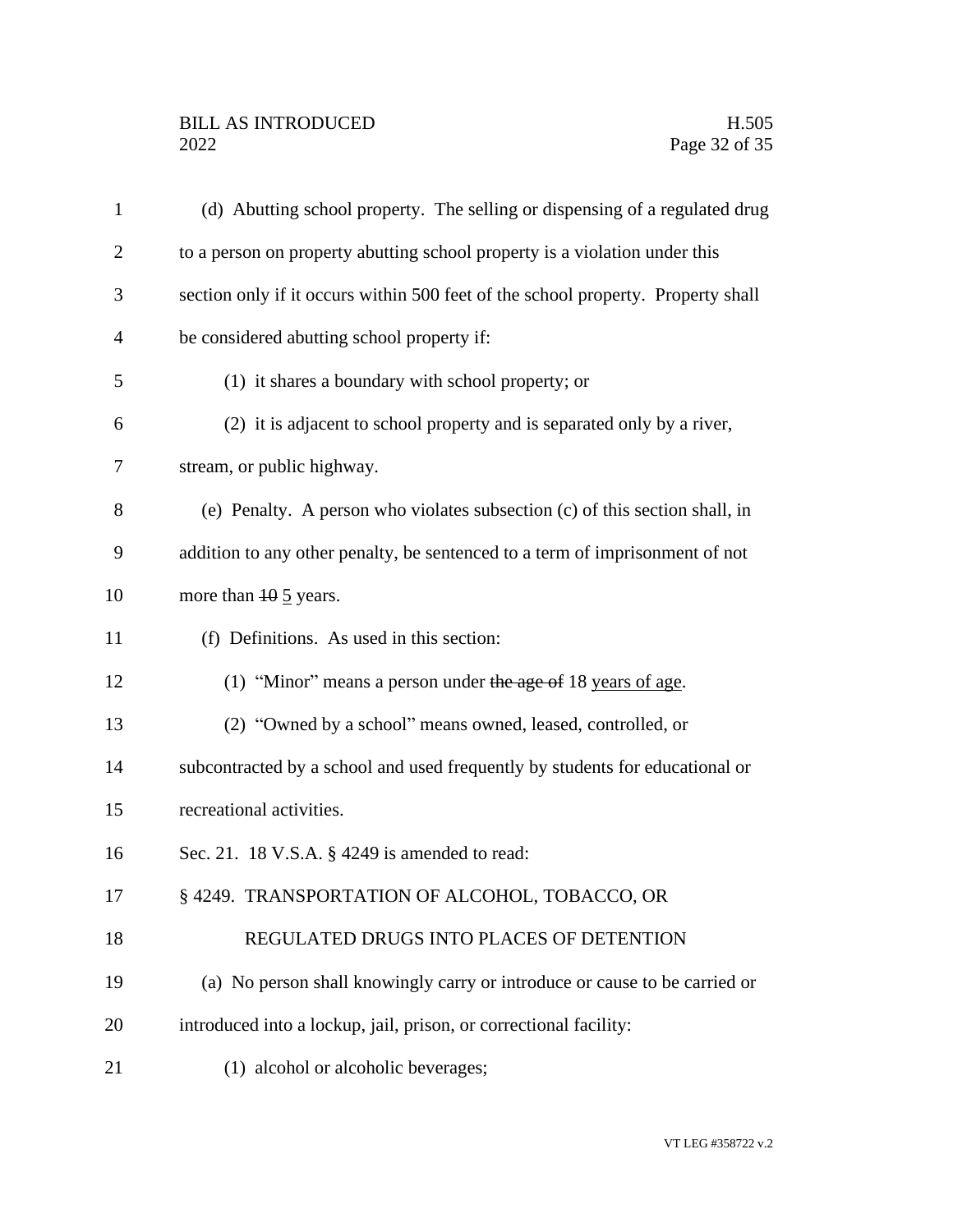(d) Abutting school property. The selling or dispensing of a regulated drug to a person on property abutting school property is a violation under this section only if it occurs within 500 feet of the school property. Property shall be considered abutting school property if:

(1) it shares a boundary with school property; or

(2) it is adjacent to school property and is separated only by a river, stream, or public highway.

(e) Penalty. A person who violates subsection (c) of this section shall, in addition to any other penalty, be sentenced to a term of imprisonment of not more than ~~10~~ 5 years.

(f) Definitions. As used in this section:

(1) "Minor" means a person under ~~the age of~~ 18 years of age.

(2) "Owned by a school" means owned, leased, controlled, or subcontracted by a school and used frequently by students for educational or recreational activities.

Sec. 21. 18 V.S.A. § 4249 is amended to read:

§ 4249. TRANSPORTATION OF ALCOHOL, TOBACCO, OR REGULATED DRUGS INTO PLACES OF DETENTION

(a) No person shall knowingly carry or introduce or cause to be carried or introduced into a lockup, jail, prison, or correctional facility:

(1) alcohol or alcoholic beverages;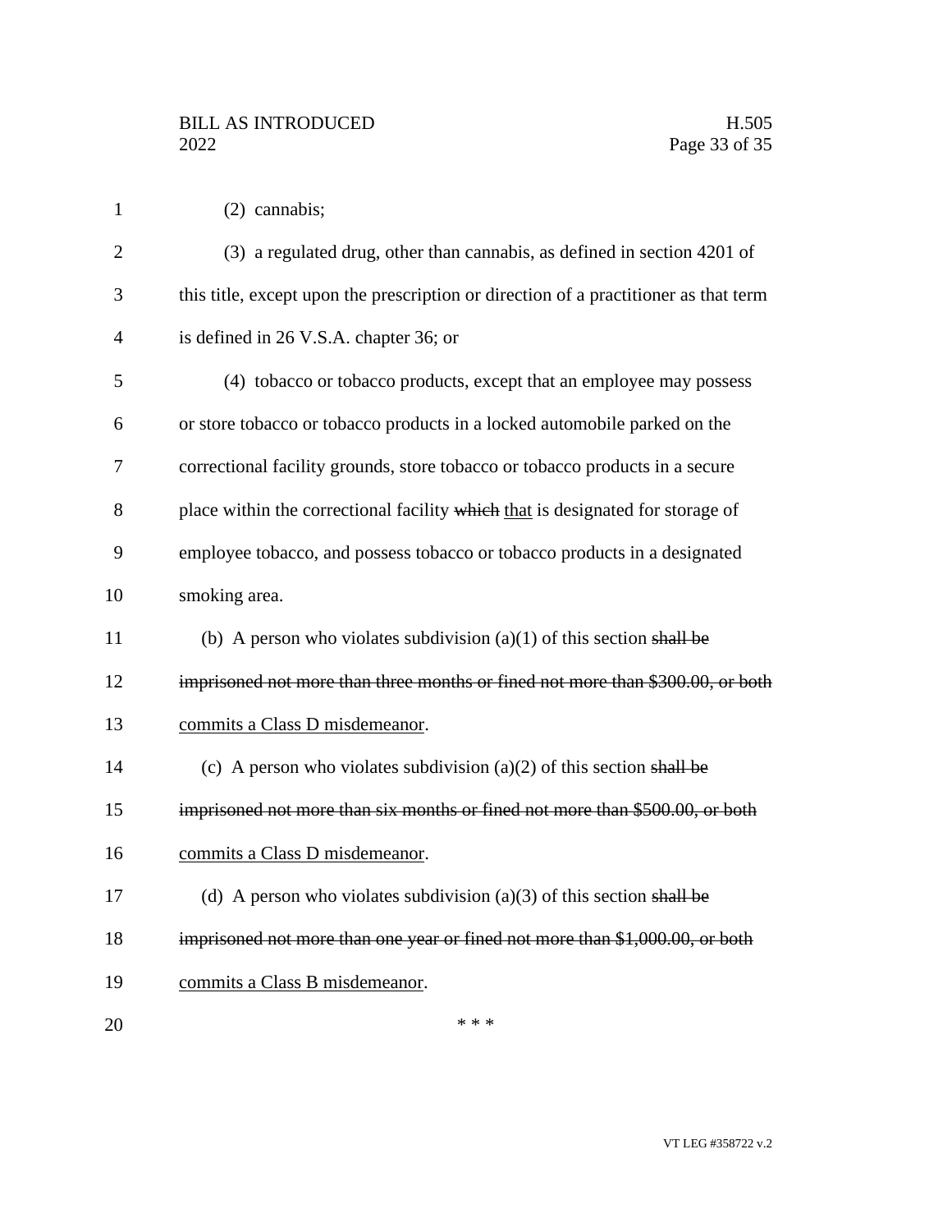(2) cannabis;

(3) a regulated drug, other than cannabis, as defined in section 4201 of this title, except upon the prescription or direction of a practitioner as that term is defined in 26 V.S.A. chapter 36; or

(4) tobacco or tobacco products, except that an employee may possess or store tobacco or tobacco products in a locked automobile parked on the correctional facility grounds, store tobacco or tobacco products in a secure place within the correctional facility ~~which~~ <u>that</u> is designated for storage of employee tobacco, and possess tobacco or tobacco products in a designated smoking area.

(b) A person who violates subdivision (a)(1) of this section ~~shall be imprisoned not more than three months or fined not more than $300.00, or both~~ <u>commits a Class D misdemeanor</u>.

(c) A person who violates subdivision (a)(2) of this section ~~shall be imprisoned not more than six months or fined not more than $500.00, or both~~ <u>commits a Class D misdemeanor</u>.

(d) A person who violates subdivision (a)(3) of this section ~~shall be imprisoned not more than one year or fined not more than $1,000.00, or both~~ <u>commits a Class B misdemeanor</u>.

\* \* \*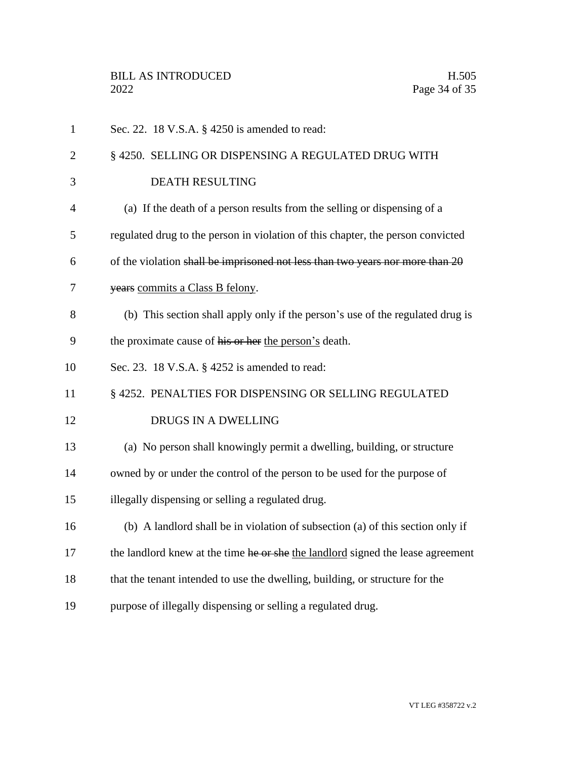Sec. 22. 18 V.S.A. § 4250 is amended to read:

§ 4250. SELLING OR DISPENSING A REGULATED DRUG WITH DEATH RESULTING

(a) If the death of a person results from the selling or dispensing of a regulated drug to the person in violation of this chapter, the person convicted of the violation ~~shall be imprisoned not less than two years nor more than 20 years~~ <u>commits a Class B felony</u>.

(b) This section shall apply only if the person's use of the regulated drug is the proximate cause of ~~his or her~~ <u>the person's</u> death.

Sec. 23. 18 V.S.A. § 4252 is amended to read:

§ 4252. PENALTIES FOR DISPENSING OR SELLING REGULATED DRUGS IN A DWELLING

(a) No person shall knowingly permit a dwelling, building, or structure owned by or under the control of the person to be used for the purpose of illegally dispensing or selling a regulated drug.

(b) A landlord shall be in violation of subsection (a) of this section only if the landlord knew at the time ~~he or she~~ <u>the landlord</u> signed the lease agreement that the tenant intended to use the dwelling, building, or structure for the purpose of illegally dispensing or selling a regulated drug.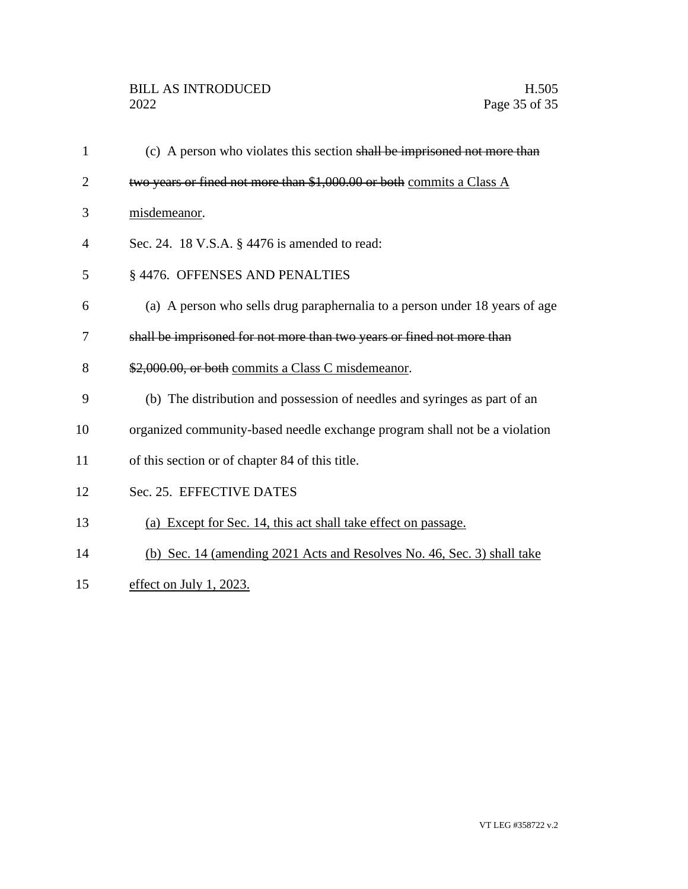(c) A person who violates this section ~~shall be imprisoned not more than two years or fined not more than $1,000.00 or both~~ <u>commits a Class A misdemeanor</u>.

Sec. 24. 18 V.S.A. § 4476 is amended to read:

§ 4476. OFFENSES AND PENALTIES

(a) A person who sells drug paraphernalia to a person under 18 years of age ~~shall be imprisoned for not more than two years or fined not more than $2,000.00, or both~~ <u>commits a Class C misdemeanor</u>.

(b) The distribution and possession of needles and syringes as part of an organized community-based needle exchange program shall not be a violation of this section or of chapter 84 of this title.

Sec. 25. EFFECTIVE DATES

<u>(a) Except for Sec. 14, this act shall take effect on passage.</u>

<u>(b) Sec. 14 (amending 2021 Acts and Resolves No. 46, Sec. 3) shall take effect on July 1, 2023.</u>